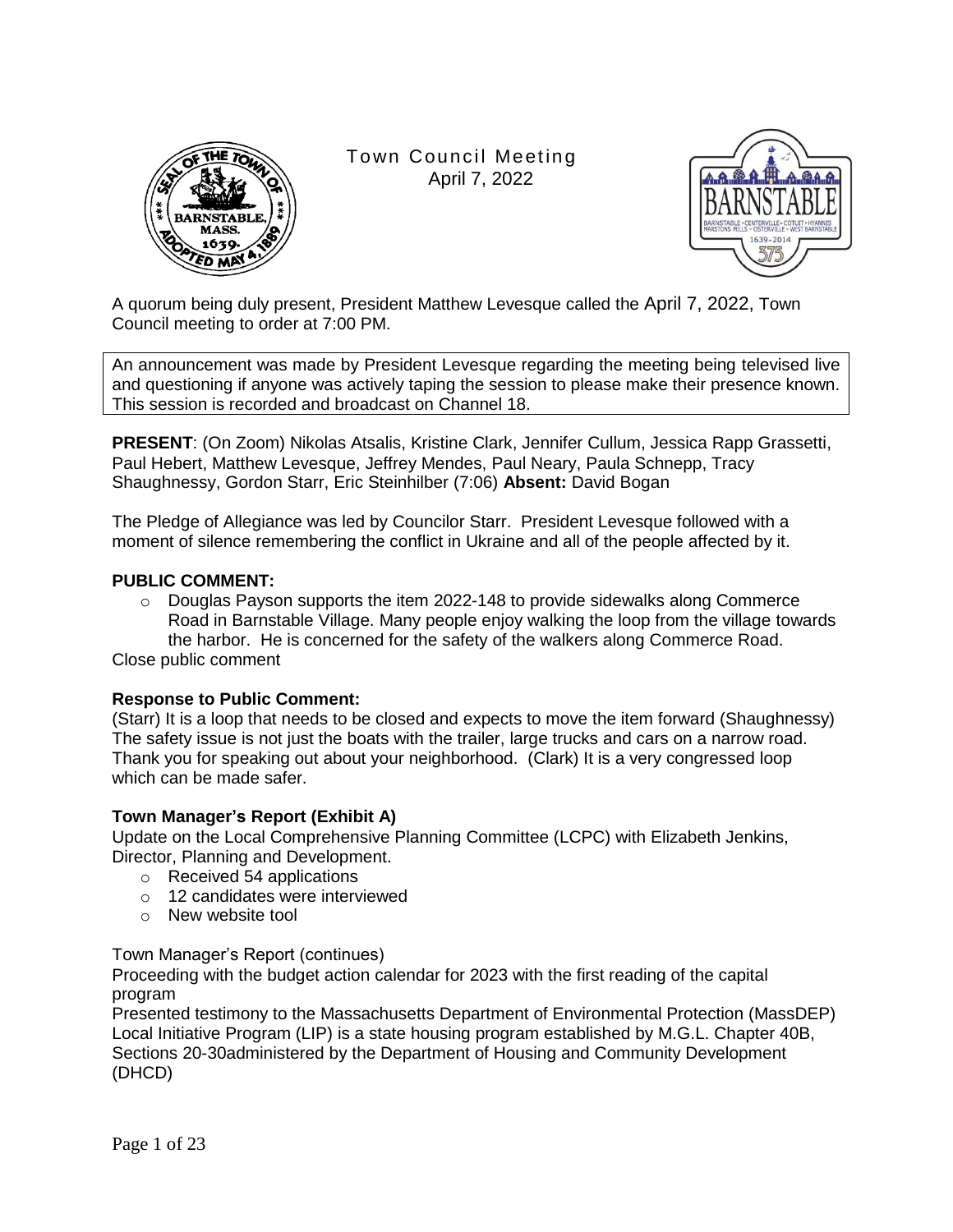# Town Council Meeting
April 7, 2022

A quorum being duly present, President Matthew Levesque called the April 7, 2022, Town Council meeting to order at 7:00 PM.

An announcement was made by President Levesque regarding the meeting being televised live and questioning if anyone was actively taping the session to please make their presence known. This session is recorded and broadcast on Channel 18.

**PRESENT**: (On Zoom) Nikolas Atsalis, Kristine Clark, Jennifer Cullum, Jessica Rapp Grassetti, Paul Hebert, Matthew Levesque, Jeffrey Mendes, Paul Neary, Paula Schnepp, Tracy Shaughnessy, Gordon Starr, Eric Steinhilber (7:06) **Absent:** David Bogan

The Pledge of Allegiance was led by Councilor Starr. President Levesque followed with a moment of silence remembering the conflict in Ukraine and all of the people affected by it.

**PUBLIC COMMENT:**

- Douglas Payson supports the item 2022-148 to provide sidewalks along Commerce Road in Barnstable Village. Many people enjoy walking the loop from the village towards the harbor. He is concerned for the safety of the walkers along Commerce Road.

Close public comment

**Response to Public Comment:**

(Starr) It is a loop that needs to be closed and expects to move the item forward (Shaughnessy) The safety issue is not just the boats with the trailer, large trucks and cars on a narrow road. Thank you for speaking out about your neighborhood. (Clark) It is a very congressed loop which can be made safer.

**Town Manager's Report (Exhibit A)**

Update on the Local Comprehensive Planning Committee (LCPC) with Elizabeth Jenkins, Director, Planning and Development.

- Received 54 applications
- 12 candidates were interviewed
- New website tool

Town Manager's Report (continues)

Proceeding with the budget action calendar for 2023 with the first reading of the capital program

Presented testimony to the Massachusetts Department of Environmental Protection (MassDEP)

Local Initiative Program (LIP) is a state housing program established by M.G.L. Chapter 40B, Sections 20-30administered by the Department of Housing and Community Development (DHCD)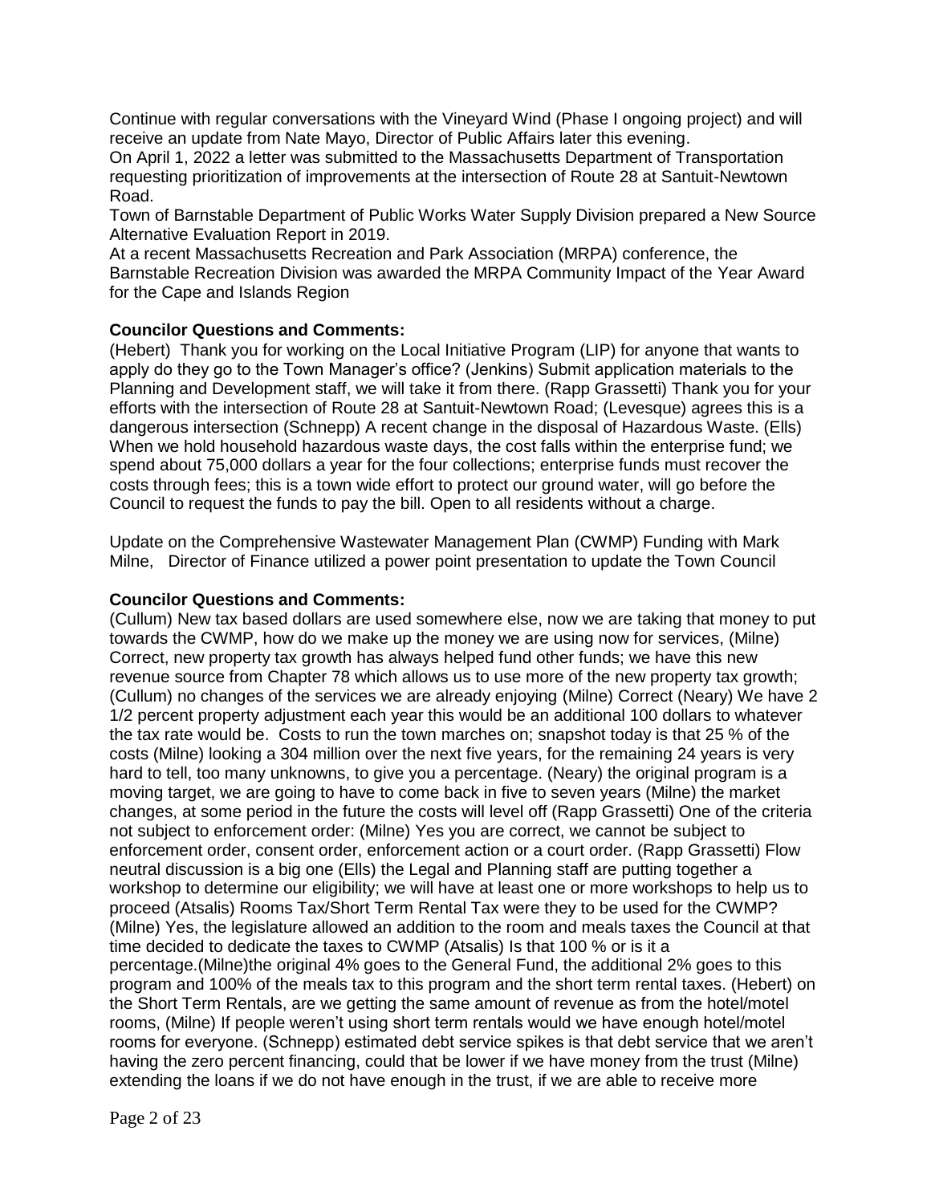Continue with regular conversations with the Vineyard Wind (Phase I ongoing project) and will receive an update from Nate Mayo, Director of Public Affairs later this evening.
On April 1, 2022 a letter was submitted to the Massachusetts Department of Transportation requesting prioritization of improvements at the intersection of Route 28 at Santuit-Newtown Road.
Town of Barnstable Department of Public Works Water Supply Division prepared a New Source Alternative Evaluation Report in 2019.
At a recent Massachusetts Recreation and Park Association (MRPA) conference, the Barnstable Recreation Division was awarded the MRPA Community Impact of the Year Award for the Cape and Islands Region

**Councilor Questions and Comments:**
(Hebert) Thank you for working on the Local Initiative Program (LIP) for anyone that wants to apply do they go to the Town Manager's office? (Jenkins) Submit application materials to the Planning and Development staff, we will take it from there. (Rapp Grassetti) Thank you for your efforts with the intersection of Route 28 at Santuit-Newtown Road; (Levesque) agrees this is a dangerous intersection (Schnepp) A recent change in the disposal of Hazardous Waste. (Ells) When we hold household hazardous waste days, the cost falls within the enterprise fund; we spend about 75,000 dollars a year for the four collections; enterprise funds must recover the costs through fees; this is a town wide effort to protect our ground water, will go before the Council to request the funds to pay the bill. Open to all residents without a charge.

Update on the Comprehensive Wastewater Management Plan (CWMP) Funding with Mark Milne, Director of Finance utilized a power point presentation to update the Town Council

**Councilor Questions and Comments:**
(Cullum) New tax based dollars are used somewhere else, now we are taking that money to put towards the CWMP, how do we make up the money we are using now for services, (Milne) Correct, new property tax growth has always helped fund other funds; we have this new revenue source from Chapter 78 which allows us to use more of the new property tax growth; (Cullum) no changes of the services we are already enjoying (Milne) Correct (Neary) We have 2 1/2 percent property adjustment each year this would be an additional 100 dollars to whatever the tax rate would be. Costs to run the town marches on; snapshot today is that 25 % of the costs (Milne) looking a 304 million over the next five years, for the remaining 24 years is very hard to tell, too many unknowns, to give you a percentage. (Neary) the original program is a moving target, we are going to have to come back in five to seven years (Milne) the market changes, at some period in the future the costs will level off (Rapp Grassetti) One of the criteria not subject to enforcement order: (Milne) Yes you are correct, we cannot be subject to enforcement order, consent order, enforcement action or a court order. (Rapp Grassetti) Flow neutral discussion is a big one (Ells) the Legal and Planning staff are putting together a workshop to determine our eligibility; we will have at least one or more workshops to help us to proceed (Atsalis) Rooms Tax/Short Term Rental Tax were they to be used for the CWMP? (Milne) Yes, the legislature allowed an addition to the room and meals taxes the Council at that time decided to dedicate the taxes to CWMP (Atsalis) Is that 100 % or is it a percentage.(Milne)the original 4% goes to the General Fund, the additional 2% goes to this program and 100% of the meals tax to this program and the short term rental taxes. (Hebert) on the Short Term Rentals, are we getting the same amount of revenue as from the hotel/motel rooms, (Milne) If people weren't using short term rentals would we have enough hotel/motel rooms for everyone. (Schnepp) estimated debt service spikes is that debt service that we aren't having the zero percent financing, could that be lower if we have money from the trust (Milne) extending the loans if we do not have enough in the trust, if we are able to receive more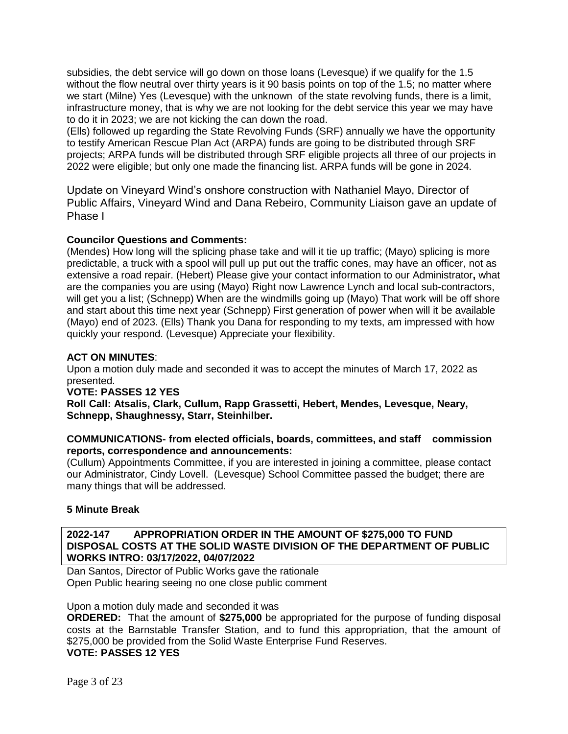subsidies, the debt service will go down on those loans (Levesque) if we qualify for the 1.5 without the flow neutral over thirty years is it 90 basis points on top of the 1.5; no matter where we start (Milne) Yes (Levesque) with the unknown of the state revolving funds, there is a limit, infrastructure money, that is why we are not looking for the debt service this year we may have to do it in 2023; we are not kicking the can down the road.

(Ells) followed up regarding the State Revolving Funds (SRF) annually we have the opportunity to testify American Rescue Plan Act (ARPA) funds are going to be distributed through SRF projects; ARPA funds will be distributed through SRF eligible projects all three of our projects in 2022 were eligible; but only one made the financing list. ARPA funds will be gone in 2024.

Update on Vineyard Wind's onshore construction with Nathaniel Mayo, Director of Public Affairs, Vineyard Wind and Dana Rebeiro, Community Liaison gave an update of Phase I

**Councilor Questions and Comments:**

(Mendes) How long will the splicing phase take and will it tie up traffic; (Mayo) splicing is more predictable, a truck with a spool will pull up put out the traffic cones, may have an officer, not as extensive a road repair. (Hebert) Please give your contact information to our Administrator**,** what are the companies you are using (Mayo) Right now Lawrence Lynch and local sub-contractors, will get you a list; (Schnepp) When are the windmills going up (Mayo) That work will be off shore and start about this time next year (Schnepp) First generation of power when will it be available (Mayo) end of 2023. (Ells) Thank you Dana for responding to my texts, am impressed with how quickly your respond. (Levesque) Appreciate your flexibility.

**ACT ON MINUTES**:

Upon a motion duly made and seconded it was to accept the minutes of March 17, 2022 as presented.

**VOTE: PASSES 12 YES**

**Roll Call: Atsalis, Clark, Cullum, Rapp Grassetti, Hebert, Mendes, Levesque, Neary, Schnepp, Shaughnessy, Starr, Steinhilber.**

**COMMUNICATIONS- from elected officials, boards, committees, and staff commission reports, correspondence and announcements:**

(Cullum) Appointments Committee, if you are interested in joining a committee, please contact our Administrator, Cindy Lovell. (Levesque) School Committee passed the budget; there are many things that will be addressed.

**5 Minute Break**

**2022-147 APPROPRIATION ORDER IN THE AMOUNT OF $275,000 TO FUND DISPOSAL COSTS AT THE SOLID WASTE DIVISION OF THE DEPARTMENT OF PUBLIC WORKS INTRO: 03/17/2022, 04/07/2022**

Dan Santos, Director of Public Works gave the rationale
Open Public hearing seeing no one close public comment

Upon a motion duly made and seconded it was

**ORDERED:** That the amount of **$275,000** be appropriated for the purpose of funding disposal costs at the Barnstable Transfer Station, and to fund this appropriation, that the amount of $275,000 be provided from the Solid Waste Enterprise Fund Reserves.

**VOTE: PASSES 12 YES**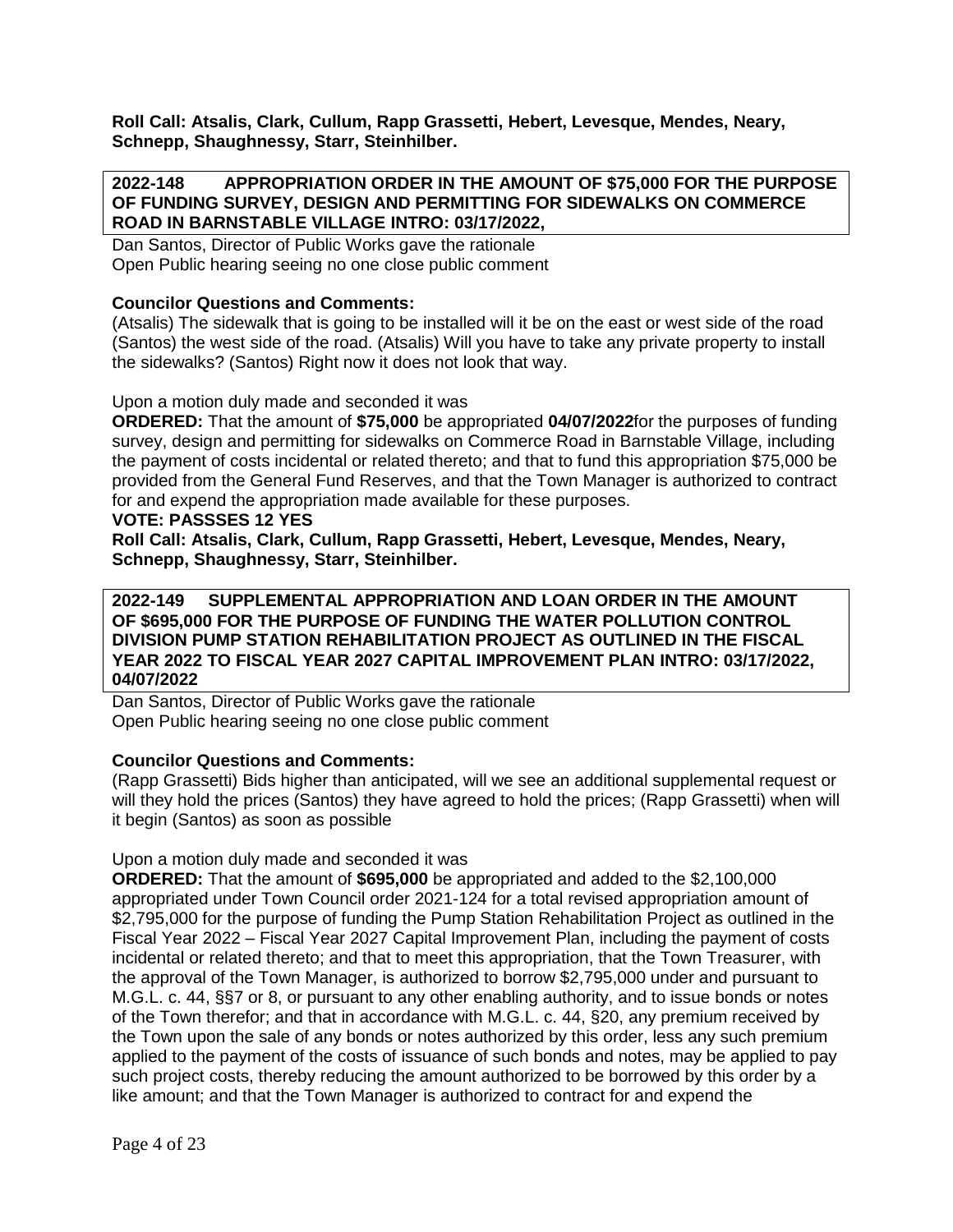**Roll Call: Atsalis, Clark, Cullum, Rapp Grassetti, Hebert, Levesque, Mendes, Neary, Schnepp, Shaughnessy, Starr, Steinhilber.**

**2022-148 APPROPRIATION ORDER IN THE AMOUNT OF $75,000 FOR THE PURPOSE OF FUNDING SURVEY, DESIGN AND PERMITTING FOR SIDEWALKS ON COMMERCE ROAD IN BARNSTABLE VILLAGE INTRO: 03/17/2022,**

Dan Santos, Director of Public Works gave the rationale
Open Public hearing seeing no one close public comment

**Councilor Questions and Comments:**

(Atsalis) The sidewalk that is going to be installed will it be on the east or west side of the road (Santos) the west side of the road. (Atsalis) Will you have to take any private property to install the sidewalks? (Santos) Right now it does not look that way.

Upon a motion duly made and seconded it was

**ORDERED:** That the amount of **$75,000** be appropriated **04/07/2022**for the purposes of funding survey, design and permitting for sidewalks on Commerce Road in Barnstable Village, including the payment of costs incidental or related thereto; and that to fund this appropriation $75,000 be provided from the General Fund Reserves, and that the Town Manager is authorized to contract for and expend the appropriation made available for these purposes.

**VOTE: PASSSES 12 YES**

**Roll Call: Atsalis, Clark, Cullum, Rapp Grassetti, Hebert, Levesque, Mendes, Neary, Schnepp, Shaughnessy, Starr, Steinhilber.**

**2022-149 SUPPLEMENTAL APPROPRIATION AND LOAN ORDER IN THE AMOUNT OF $695,000 FOR THE PURPOSE OF FUNDING THE WATER POLLUTION CONTROL DIVISION PUMP STATION REHABILITATION PROJECT AS OUTLINED IN THE FISCAL YEAR 2022 TO FISCAL YEAR 2027 CAPITAL IMPROVEMENT PLAN INTRO: 03/17/2022, 04/07/2022**

Dan Santos, Director of Public Works gave the rationale
Open Public hearing seeing no one close public comment

**Councilor Questions and Comments:**

(Rapp Grassetti) Bids higher than anticipated, will we see an additional supplemental request or will they hold the prices (Santos) they have agreed to hold the prices; (Rapp Grassetti) when will it begin (Santos) as soon as possible

Upon a motion duly made and seconded it was

**ORDERED:** That the amount of **$695,000** be appropriated and added to the $2,100,000 appropriated under Town Council order 2021-124 for a total revised appropriation amount of $2,795,000 for the purpose of funding the Pump Station Rehabilitation Project as outlined in the Fiscal Year 2022 – Fiscal Year 2027 Capital Improvement Plan, including the payment of costs incidental or related thereto; and that to meet this appropriation, that the Town Treasurer, with the approval of the Town Manager, is authorized to borrow $2,795,000 under and pursuant to M.G.L. c. 44, §§7 or 8, or pursuant to any other enabling authority, and to issue bonds or notes of the Town therefor; and that in accordance with M.G.L. c. 44, §20, any premium received by the Town upon the sale of any bonds or notes authorized by this order, less any such premium applied to the payment of the costs of issuance of such bonds and notes, may be applied to pay such project costs, thereby reducing the amount authorized to be borrowed by this order by a like amount; and that the Town Manager is authorized to contract for and expend the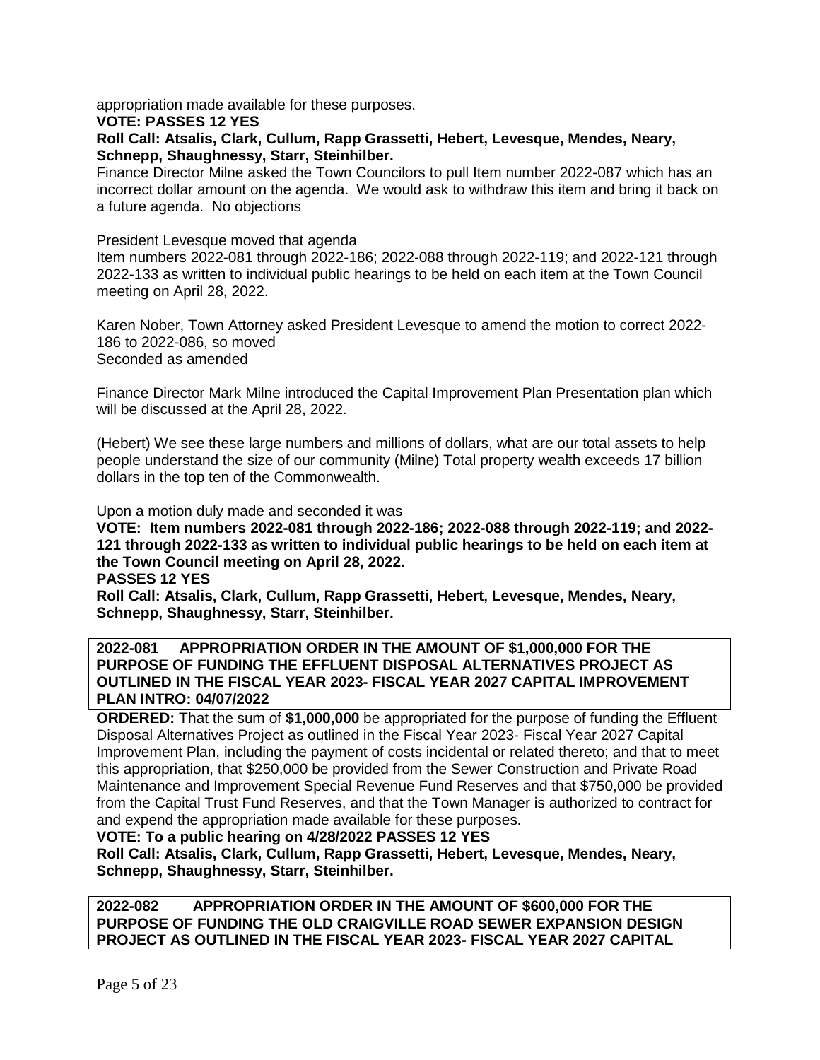appropriation made available for these purposes.

**VOTE: PASSES 12 YES**

**Roll Call: Atsalis, Clark, Cullum, Rapp Grassetti, Hebert, Levesque, Mendes, Neary, Schnepp, Shaughnessy, Starr, Steinhilber.**

Finance Director Milne asked the Town Councilors to pull Item number 2022-087 which has an incorrect dollar amount on the agenda. We would ask to withdraw this item and bring it back on a future agenda. No objections

President Levesque moved that agenda

Item numbers 2022-081 through 2022-186; 2022-088 through 2022-119; and 2022-121 through 2022-133 as written to individual public hearings to be held on each item at the Town Council meeting on April 28, 2022.

Karen Nober, Town Attorney asked President Levesque to amend the motion to correct 2022-186 to 2022-086, so moved

Seconded as amended

Finance Director Mark Milne introduced the Capital Improvement Plan Presentation plan which will be discussed at the April 28, 2022.

(Hebert) We see these large numbers and millions of dollars, what are our total assets to help people understand the size of our community (Milne) Total property wealth exceeds 17 billion dollars in the top ten of the Commonwealth.

Upon a motion duly made and seconded it was

**VOTE: Item numbers 2022-081 through 2022-186; 2022-088 through 2022-119; and 2022-121 through 2022-133 as written to individual public hearings to be held on each item at the Town Council meeting on April 28, 2022.**

**PASSES 12 YES**

**Roll Call: Atsalis, Clark, Cullum, Rapp Grassetti, Hebert, Levesque, Mendes, Neary, Schnepp, Shaughnessy, Starr, Steinhilber.**

**2022-081 APPROPRIATION ORDER IN THE AMOUNT OF $1,000,000 FOR THE PURPOSE OF FUNDING THE EFFLUENT DISPOSAL ALTERNATIVES PROJECT AS OUTLINED IN THE FISCAL YEAR 2023- FISCAL YEAR 2027 CAPITAL IMPROVEMENT PLAN INTRO: 04/07/2022**

**ORDERED:** That the sum of **$1,000,000** be appropriated for the purpose of funding the Effluent Disposal Alternatives Project as outlined in the Fiscal Year 2023- Fiscal Year 2027 Capital Improvement Plan, including the payment of costs incidental or related thereto; and that to meet this appropriation, that $250,000 be provided from the Sewer Construction and Private Road Maintenance and Improvement Special Revenue Fund Reserves and that $750,000 be provided from the Capital Trust Fund Reserves, and that the Town Manager is authorized to contract for and expend the appropriation made available for these purposes.

**VOTE: To a public hearing on 4/28/2022 PASSES 12 YES**

**Roll Call: Atsalis, Clark, Cullum, Rapp Grassetti, Hebert, Levesque, Mendes, Neary, Schnepp, Shaughnessy, Starr, Steinhilber.**

**2022-082 APPROPRIATION ORDER IN THE AMOUNT OF $600,000 FOR THE PURPOSE OF FUNDING THE OLD CRAIGVILLE ROAD SEWER EXPANSION DESIGN PROJECT AS OUTLINED IN THE FISCAL YEAR 2023- FISCAL YEAR 2027 CAPITAL**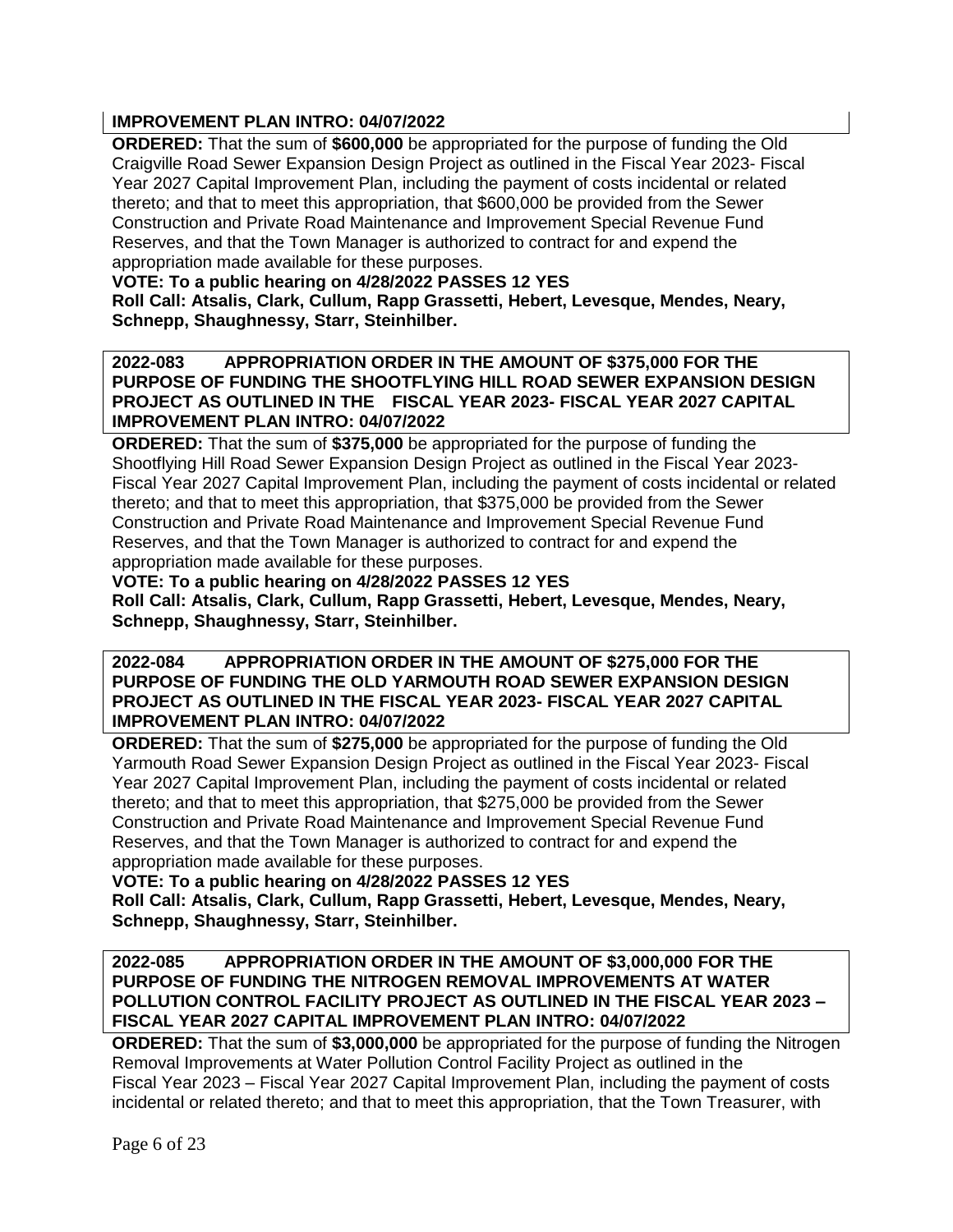**IMPROVEMENT PLAN INTRO: 04/07/2022**

**ORDERED:** That the sum of **$600,000** be appropriated for the purpose of funding the Old Craigville Road Sewer Expansion Design Project as outlined in the Fiscal Year 2023- Fiscal Year 2027 Capital Improvement Plan, including the payment of costs incidental or related thereto; and that to meet this appropriation, that $600,000 be provided from the Sewer Construction and Private Road Maintenance and Improvement Special Revenue Fund Reserves, and that the Town Manager is authorized to contract for and expend the appropriation made available for these purposes.

**VOTE: To a public hearing on 4/28/2022 PASSES 12 YES**

**Roll Call: Atsalis, Clark, Cullum, Rapp Grassetti, Hebert, Levesque, Mendes, Neary, Schnepp, Shaughnessy, Starr, Steinhilber.**

**2022-083 APPROPRIATION ORDER IN THE AMOUNT OF $375,000 FOR THE PURPOSE OF FUNDING THE SHOOTFLYING HILL ROAD SEWER EXPANSION DESIGN PROJECT AS OUTLINED IN THE FISCAL YEAR 2023- FISCAL YEAR 2027 CAPITAL IMPROVEMENT PLAN INTRO: 04/07/2022**

**ORDERED:** That the sum of **$375,000** be appropriated for the purpose of funding the Shootflying Hill Road Sewer Expansion Design Project as outlined in the Fiscal Year 2023- Fiscal Year 2027 Capital Improvement Plan, including the payment of costs incidental or related thereto; and that to meet this appropriation, that $375,000 be provided from the Sewer Construction and Private Road Maintenance and Improvement Special Revenue Fund Reserves, and that the Town Manager is authorized to contract for and expend the appropriation made available for these purposes.

**VOTE: To a public hearing on 4/28/2022 PASSES 12 YES**

**Roll Call: Atsalis, Clark, Cullum, Rapp Grassetti, Hebert, Levesque, Mendes, Neary, Schnepp, Shaughnessy, Starr, Steinhilber.**

**2022-084 APPROPRIATION ORDER IN THE AMOUNT OF $275,000 FOR THE PURPOSE OF FUNDING THE OLD YARMOUTH ROAD SEWER EXPANSION DESIGN PROJECT AS OUTLINED IN THE FISCAL YEAR 2023- FISCAL YEAR 2027 CAPITAL IMPROVEMENT PLAN INTRO: 04/07/2022**

**ORDERED:** That the sum of **$275,000** be appropriated for the purpose of funding the Old Yarmouth Road Sewer Expansion Design Project as outlined in the Fiscal Year 2023- Fiscal Year 2027 Capital Improvement Plan, including the payment of costs incidental or related thereto; and that to meet this appropriation, that $275,000 be provided from the Sewer Construction and Private Road Maintenance and Improvement Special Revenue Fund Reserves, and that the Town Manager is authorized to contract for and expend the appropriation made available for these purposes.

**VOTE: To a public hearing on 4/28/2022 PASSES 12 YES**

**Roll Call: Atsalis, Clark, Cullum, Rapp Grassetti, Hebert, Levesque, Mendes, Neary, Schnepp, Shaughnessy, Starr, Steinhilber.**

**2022-085 APPROPRIATION ORDER IN THE AMOUNT OF $3,000,000 FOR THE PURPOSE OF FUNDING THE NITROGEN REMOVAL IMPROVEMENTS AT WATER POLLUTION CONTROL FACILITY PROJECT AS OUTLINED IN THE FISCAL YEAR 2023 – FISCAL YEAR 2027 CAPITAL IMPROVEMENT PLAN INTRO: 04/07/2022**

**ORDERED:** That the sum of **$3,000,000** be appropriated for the purpose of funding the Nitrogen Removal Improvements at Water Pollution Control Facility Project as outlined in the Fiscal Year 2023 – Fiscal Year 2027 Capital Improvement Plan, including the payment of costs incidental or related thereto; and that to meet this appropriation, that the Town Treasurer, with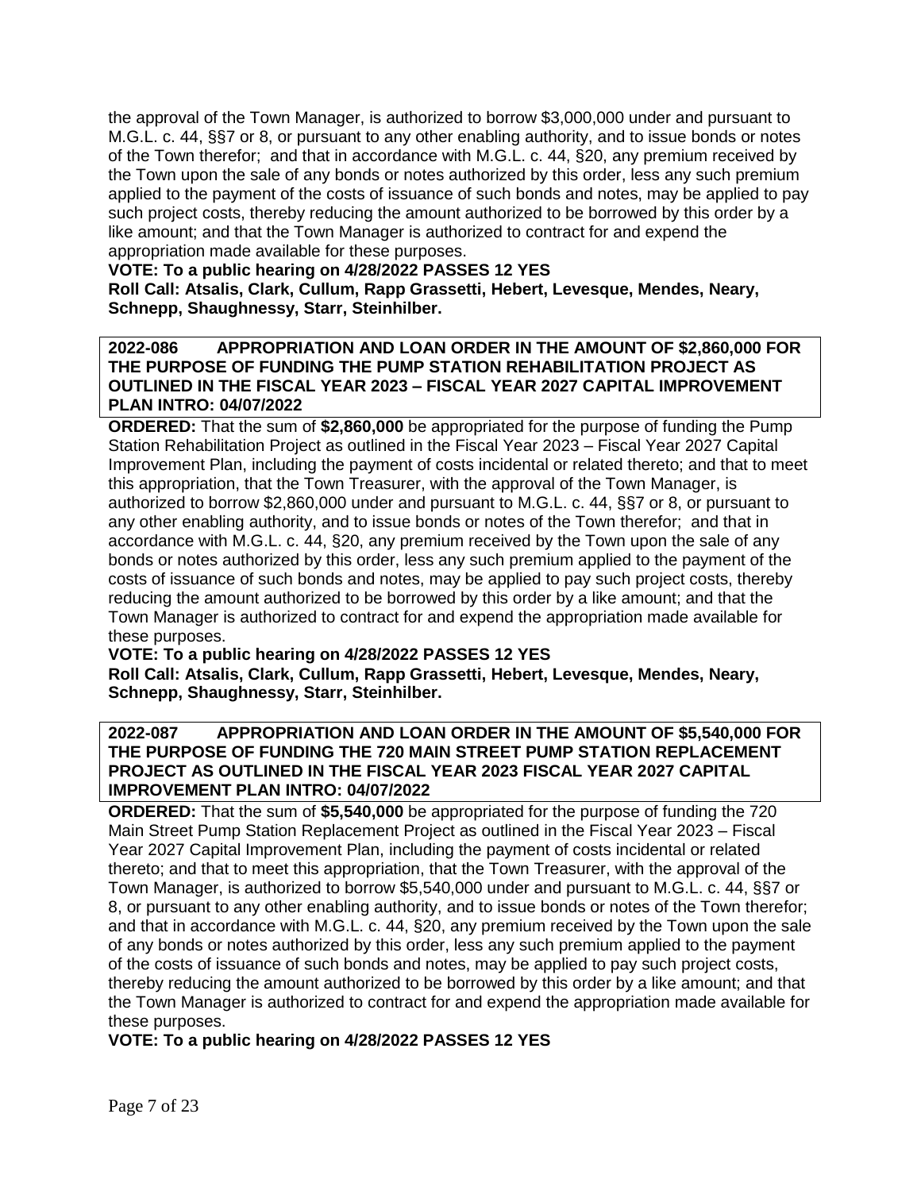the approval of the Town Manager, is authorized to borrow $3,000,000 under and pursuant to M.G.L. c. 44, §§7 or 8, or pursuant to any other enabling authority, and to issue bonds or notes of the Town therefor; and that in accordance with M.G.L. c. 44, §20, any premium received by the Town upon the sale of any bonds or notes authorized by this order, less any such premium applied to the payment of the costs of issuance of such bonds and notes, may be applied to pay such project costs, thereby reducing the amount authorized to be borrowed by this order by a like amount; and that the Town Manager is authorized to contract for and expend the appropriation made available for these purposes.

**VOTE: To a public hearing on 4/28/2022 PASSES 12 YES**
**Roll Call: Atsalis, Clark, Cullum, Rapp Grassetti, Hebert, Levesque, Mendes, Neary, Schnepp, Shaughnessy, Starr, Steinhilber.**

**2022-086 APPROPRIATION AND LOAN ORDER IN THE AMOUNT OF $2,860,000 FOR THE PURPOSE OF FUNDING THE PUMP STATION REHABILITATION PROJECT AS OUTLINED IN THE FISCAL YEAR 2023 – FISCAL YEAR 2027 CAPITAL IMPROVEMENT PLAN INTRO: 04/07/2022**

**ORDERED:** That the sum of **$2,860,000** be appropriated for the purpose of funding the Pump Station Rehabilitation Project as outlined in the Fiscal Year 2023 – Fiscal Year 2027 Capital Improvement Plan, including the payment of costs incidental or related thereto; and that to meet this appropriation, that the Town Treasurer, with the approval of the Town Manager, is authorized to borrow $2,860,000 under and pursuant to M.G.L. c. 44, §§7 or 8, or pursuant to any other enabling authority, and to issue bonds or notes of the Town therefor; and that in accordance with M.G.L. c. 44, §20, any premium received by the Town upon the sale of any bonds or notes authorized by this order, less any such premium applied to the payment of the costs of issuance of such bonds and notes, may be applied to pay such project costs, thereby reducing the amount authorized to be borrowed by this order by a like amount; and that the Town Manager is authorized to contract for and expend the appropriation made available for these purposes.

**VOTE: To a public hearing on 4/28/2022 PASSES 12 YES**
**Roll Call: Atsalis, Clark, Cullum, Rapp Grassetti, Hebert, Levesque, Mendes, Neary, Schnepp, Shaughnessy, Starr, Steinhilber.**

**2022-087 APPROPRIATION AND LOAN ORDER IN THE AMOUNT OF $5,540,000 FOR THE PURPOSE OF FUNDING THE 720 MAIN STREET PUMP STATION REPLACEMENT PROJECT AS OUTLINED IN THE FISCAL YEAR 2023 FISCAL YEAR 2027 CAPITAL IMPROVEMENT PLAN INTRO: 04/07/2022**

**ORDERED:** That the sum of **$5,540,000** be appropriated for the purpose of funding the 720 Main Street Pump Station Replacement Project as outlined in the Fiscal Year 2023 – Fiscal Year 2027 Capital Improvement Plan, including the payment of costs incidental or related thereto; and that to meet this appropriation, that the Town Treasurer, with the approval of the Town Manager, is authorized to borrow $5,540,000 under and pursuant to M.G.L. c. 44, §§7 or 8, or pursuant to any other enabling authority, and to issue bonds or notes of the Town therefor; and that in accordance with M.G.L. c. 44, §20, any premium received by the Town upon the sale of any bonds or notes authorized by this order, less any such premium applied to the payment of the costs of issuance of such bonds and notes, may be applied to pay such project costs, thereby reducing the amount authorized to be borrowed by this order by a like amount; and that the Town Manager is authorized to contract for and expend the appropriation made available for these purposes.

**VOTE: To a public hearing on 4/28/2022 PASSES 12 YES**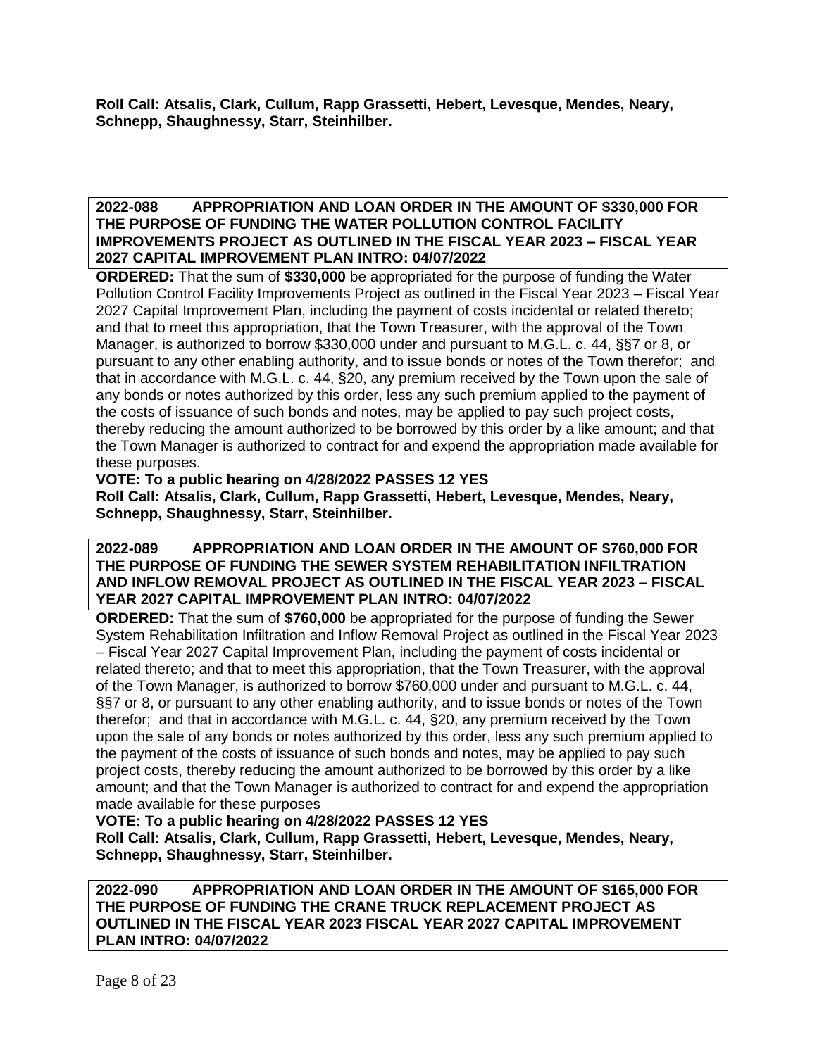**Roll Call: Atsalis, Clark, Cullum, Rapp Grassetti, Hebert, Levesque, Mendes, Neary, Schnepp, Shaughnessy, Starr, Steinhilber.**

**2022-088 APPROPRIATION AND LOAN ORDER IN THE AMOUNT OF $330,000 FOR THE PURPOSE OF FUNDING THE WATER POLLUTION CONTROL FACILITY IMPROVEMENTS PROJECT AS OUTLINED IN THE FISCAL YEAR 2023 – FISCAL YEAR 2027 CAPITAL IMPROVEMENT PLAN INTRO: 04/07/2022**

**ORDERED:** That the sum of **$330,000** be appropriated for the purpose of funding the Water Pollution Control Facility Improvements Project as outlined in the Fiscal Year 2023 – Fiscal Year 2027 Capital Improvement Plan, including the payment of costs incidental or related thereto; and that to meet this appropriation, that the Town Treasurer, with the approval of the Town Manager, is authorized to borrow $330,000 under and pursuant to M.G.L. c. 44, §§7 or 8, or pursuant to any other enabling authority, and to issue bonds or notes of the Town therefor; and that in accordance with M.G.L. c. 44, §20, any premium received by the Town upon the sale of any bonds or notes authorized by this order, less any such premium applied to the payment of the costs of issuance of such bonds and notes, may be applied to pay such project costs, thereby reducing the amount authorized to be borrowed by this order by a like amount; and that the Town Manager is authorized to contract for and expend the appropriation made available for these purposes.

**VOTE: To a public hearing on 4/28/2022 PASSES 12 YES**
**Roll Call: Atsalis, Clark, Cullum, Rapp Grassetti, Hebert, Levesque, Mendes, Neary, Schnepp, Shaughnessy, Starr, Steinhilber.**

**2022-089 APPROPRIATION AND LOAN ORDER IN THE AMOUNT OF $760,000 FOR THE PURPOSE OF FUNDING THE SEWER SYSTEM REHABILITATION INFILTRATION AND INFLOW REMOVAL PROJECT AS OUTLINED IN THE FISCAL YEAR 2023 – FISCAL YEAR 2027 CAPITAL IMPROVEMENT PLAN INTRO: 04/07/2022**

**ORDERED:** That the sum of **$760,000** be appropriated for the purpose of funding the Sewer System Rehabilitation Infiltration and Inflow Removal Project as outlined in the Fiscal Year 2023 – Fiscal Year 2027 Capital Improvement Plan, including the payment of costs incidental or related thereto; and that to meet this appropriation, that the Town Treasurer, with the approval of the Town Manager, is authorized to borrow $760,000 under and pursuant to M.G.L. c. 44, §§7 or 8, or pursuant to any other enabling authority, and to issue bonds or notes of the Town therefor; and that in accordance with M.G.L. c. 44, §20, any premium received by the Town upon the sale of any bonds or notes authorized by this order, less any such premium applied to the payment of the costs of issuance of such bonds and notes, may be applied to pay such project costs, thereby reducing the amount authorized to be borrowed by this order by a like amount; and that the Town Manager is authorized to contract for and expend the appropriation made available for these purposes

**VOTE: To a public hearing on 4/28/2022 PASSES 12 YES**
**Roll Call: Atsalis, Clark, Cullum, Rapp Grassetti, Hebert, Levesque, Mendes, Neary, Schnepp, Shaughnessy, Starr, Steinhilber.**

**2022-090 APPROPRIATION AND LOAN ORDER IN THE AMOUNT OF $165,000 FOR THE PURPOSE OF FUNDING THE CRANE TRUCK REPLACEMENT PROJECT AS OUTLINED IN THE FISCAL YEAR 2023 FISCAL YEAR 2027 CAPITAL IMPROVEMENT PLAN INTRO: 04/07/2022**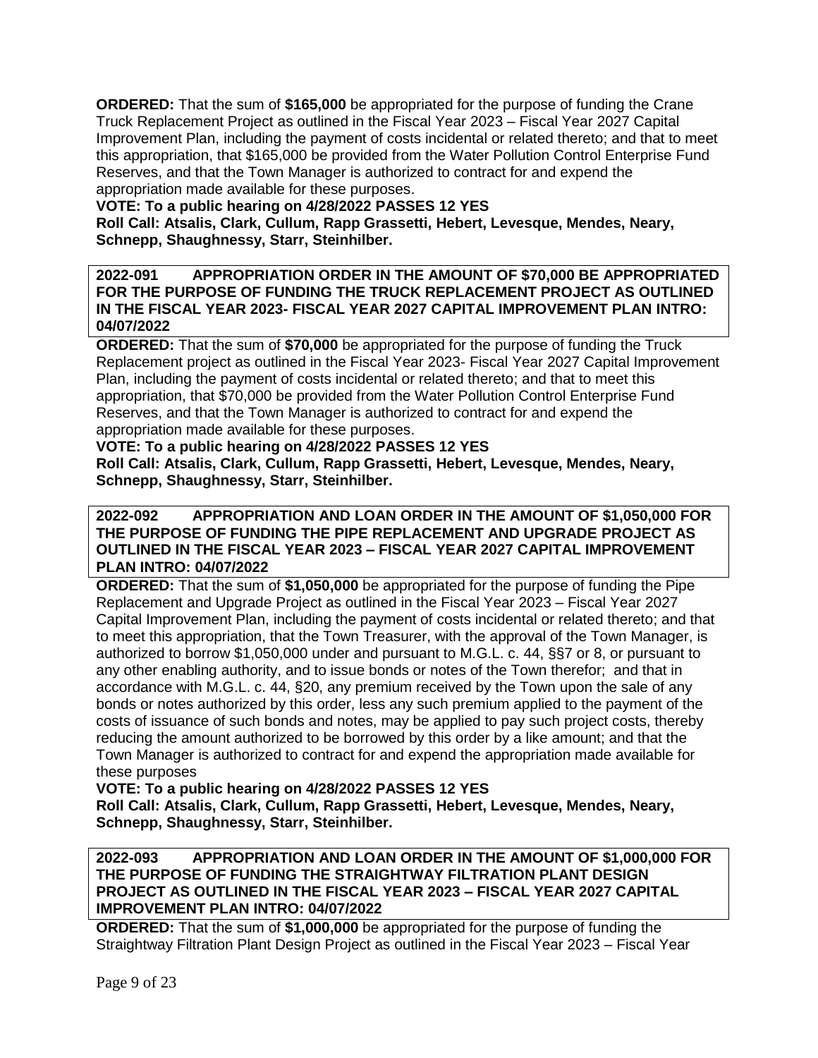**ORDERED:** That the sum of **$165,000** be appropriated for the purpose of funding the Crane Truck Replacement Project as outlined in the Fiscal Year 2023 – Fiscal Year 2027 Capital Improvement Plan, including the payment of costs incidental or related thereto; and that to meet this appropriation, that $165,000 be provided from the Water Pollution Control Enterprise Fund Reserves, and that the Town Manager is authorized to contract for and expend the appropriation made available for these purposes.

**VOTE: To a public hearing on 4/28/2022 PASSES 12 YES**
**Roll Call: Atsalis, Clark, Cullum, Rapp Grassetti, Hebert, Levesque, Mendes, Neary, Schnepp, Shaughnessy, Starr, Steinhilber.**

**2022-091 APPROPRIATION ORDER IN THE AMOUNT OF $70,000 BE APPROPRIATED FOR THE PURPOSE OF FUNDING THE TRUCK REPLACEMENT PROJECT AS OUTLINED IN THE FISCAL YEAR 2023- FISCAL YEAR 2027 CAPITAL IMPROVEMENT PLAN INTRO: 04/07/2022**

**ORDERED:** That the sum of **$70,000** be appropriated for the purpose of funding the Truck Replacement project as outlined in the Fiscal Year 2023- Fiscal Year 2027 Capital Improvement Plan, including the payment of costs incidental or related thereto; and that to meet this appropriation, that $70,000 be provided from the Water Pollution Control Enterprise Fund Reserves, and that the Town Manager is authorized to contract for and expend the appropriation made available for these purposes.

**VOTE: To a public hearing on 4/28/2022 PASSES 12 YES**
**Roll Call: Atsalis, Clark, Cullum, Rapp Grassetti, Hebert, Levesque, Mendes, Neary, Schnepp, Shaughnessy, Starr, Steinhilber.**

**2022-092 APPROPRIATION AND LOAN ORDER IN THE AMOUNT OF $1,050,000 FOR THE PURPOSE OF FUNDING THE PIPE REPLACEMENT AND UPGRADE PROJECT AS OUTLINED IN THE FISCAL YEAR 2023 – FISCAL YEAR 2027 CAPITAL IMPROVEMENT PLAN INTRO: 04/07/2022**

**ORDERED:** That the sum of **$1,050,000** be appropriated for the purpose of funding the Pipe Replacement and Upgrade Project as outlined in the Fiscal Year 2023 – Fiscal Year 2027 Capital Improvement Plan, including the payment of costs incidental or related thereto; and that to meet this appropriation, that the Town Treasurer, with the approval of the Town Manager, is authorized to borrow $1,050,000 under and pursuant to M.G.L. c. 44, §§7 or 8, or pursuant to any other enabling authority, and to issue bonds or notes of the Town therefor; and that in accordance with M.G.L. c. 44, §20, any premium received by the Town upon the sale of any bonds or notes authorized by this order, less any such premium applied to the payment of the costs of issuance of such bonds and notes, may be applied to pay such project costs, thereby reducing the amount authorized to be borrowed by this order by a like amount; and that the Town Manager is authorized to contract for and expend the appropriation made available for these purposes

**VOTE: To a public hearing on 4/28/2022 PASSES 12 YES**
**Roll Call: Atsalis, Clark, Cullum, Rapp Grassetti, Hebert, Levesque, Mendes, Neary, Schnepp, Shaughnessy, Starr, Steinhilber.**

**2022-093 APPROPRIATION AND LOAN ORDER IN THE AMOUNT OF $1,000,000 FOR THE PURPOSE OF FUNDING THE STRAIGHTWAY FILTRATION PLANT DESIGN PROJECT AS OUTLINED IN THE FISCAL YEAR 2023 – FISCAL YEAR 2027 CAPITAL IMPROVEMENT PLAN INTRO: 04/07/2022**

**ORDERED:** That the sum of **$1,000,000** be appropriated for the purpose of funding the Straightway Filtration Plant Design Project as outlined in the Fiscal Year 2023 – Fiscal Year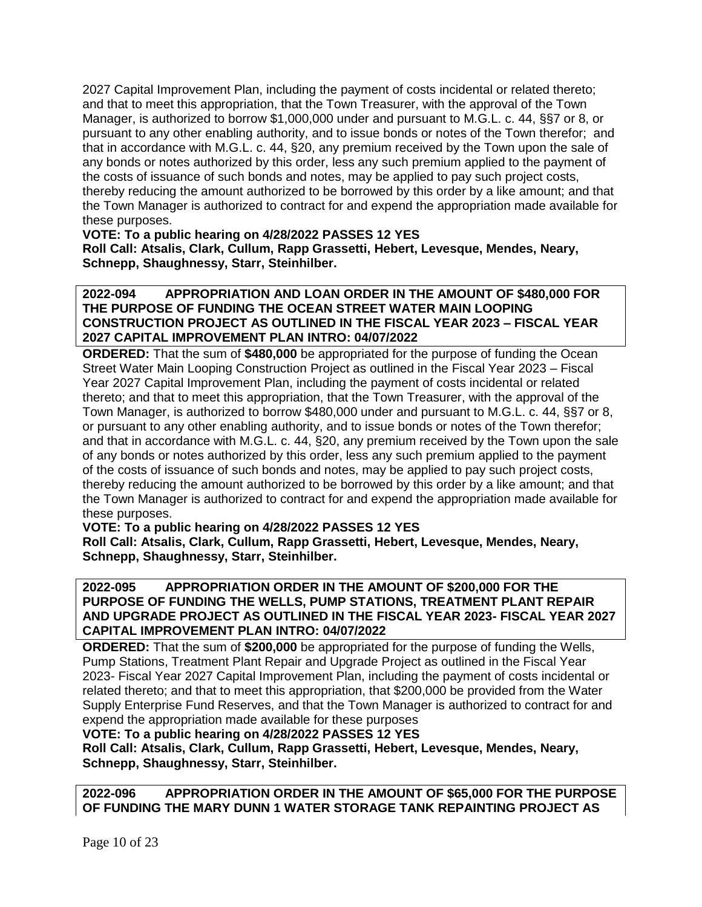2027 Capital Improvement Plan, including the payment of costs incidental or related thereto; and that to meet this appropriation, that the Town Treasurer, with the approval of the Town Manager, is authorized to borrow $1,000,000 under and pursuant to M.G.L. c. 44, §§7 or 8, or pursuant to any other enabling authority, and to issue bonds or notes of the Town therefor; and that in accordance with M.G.L. c. 44, §20, any premium received by the Town upon the sale of any bonds or notes authorized by this order, less any such premium applied to the payment of the costs of issuance of such bonds and notes, may be applied to pay such project costs, thereby reducing the amount authorized to be borrowed by this order by a like amount; and that the Town Manager is authorized to contract for and expend the appropriation made available for these purposes.

**VOTE: To a public hearing on 4/28/2022 PASSES 12 YES**
**Roll Call: Atsalis, Clark, Cullum, Rapp Grassetti, Hebert, Levesque, Mendes, Neary, Schnepp, Shaughnessy, Starr, Steinhilber.**

**2022-094 APPROPRIATION AND LOAN ORDER IN THE AMOUNT OF $480,000 FOR THE PURPOSE OF FUNDING THE OCEAN STREET WATER MAIN LOOPING CONSTRUCTION PROJECT AS OUTLINED IN THE FISCAL YEAR 2023 – FISCAL YEAR 2027 CAPITAL IMPROVEMENT PLAN INTRO: 04/07/2022**

**ORDERED:** That the sum of **$480,000** be appropriated for the purpose of funding the Ocean Street Water Main Looping Construction Project as outlined in the Fiscal Year 2023 – Fiscal Year 2027 Capital Improvement Plan, including the payment of costs incidental or related thereto; and that to meet this appropriation, that the Town Treasurer, with the approval of the Town Manager, is authorized to borrow $480,000 under and pursuant to M.G.L. c. 44, §§7 or 8, or pursuant to any other enabling authority, and to issue bonds or notes of the Town therefor; and that in accordance with M.G.L. c. 44, §20, any premium received by the Town upon the sale of any bonds or notes authorized by this order, less any such premium applied to the payment of the costs of issuance of such bonds and notes, may be applied to pay such project costs, thereby reducing the amount authorized to be borrowed by this order by a like amount; and that the Town Manager is authorized to contract for and expend the appropriation made available for these purposes.

**VOTE: To a public hearing on 4/28/2022 PASSES 12 YES**
**Roll Call: Atsalis, Clark, Cullum, Rapp Grassetti, Hebert, Levesque, Mendes, Neary, Schnepp, Shaughnessy, Starr, Steinhilber.**

**2022-095 APPROPRIATION ORDER IN THE AMOUNT OF $200,000 FOR THE PURPOSE OF FUNDING THE WELLS, PUMP STATIONS, TREATMENT PLANT REPAIR AND UPGRADE PROJECT AS OUTLINED IN THE FISCAL YEAR 2023- FISCAL YEAR 2027 CAPITAL IMPROVEMENT PLAN INTRO: 04/07/2022**

**ORDERED:** That the sum of **$200,000** be appropriated for the purpose of funding the Wells, Pump Stations, Treatment Plant Repair and Upgrade Project as outlined in the Fiscal Year 2023- Fiscal Year 2027 Capital Improvement Plan, including the payment of costs incidental or related thereto; and that to meet this appropriation, that $200,000 be provided from the Water Supply Enterprise Fund Reserves, and that the Town Manager is authorized to contract for and expend the appropriation made available for these purposes

**VOTE: To a public hearing on 4/28/2022 PASSES 12 YES**
**Roll Call: Atsalis, Clark, Cullum, Rapp Grassetti, Hebert, Levesque, Mendes, Neary, Schnepp, Shaughnessy, Starr, Steinhilber.**

**2022-096 APPROPRIATION ORDER IN THE AMOUNT OF $65,000 FOR THE PURPOSE OF FUNDING THE MARY DUNN 1 WATER STORAGE TANK REPAINTING PROJECT AS**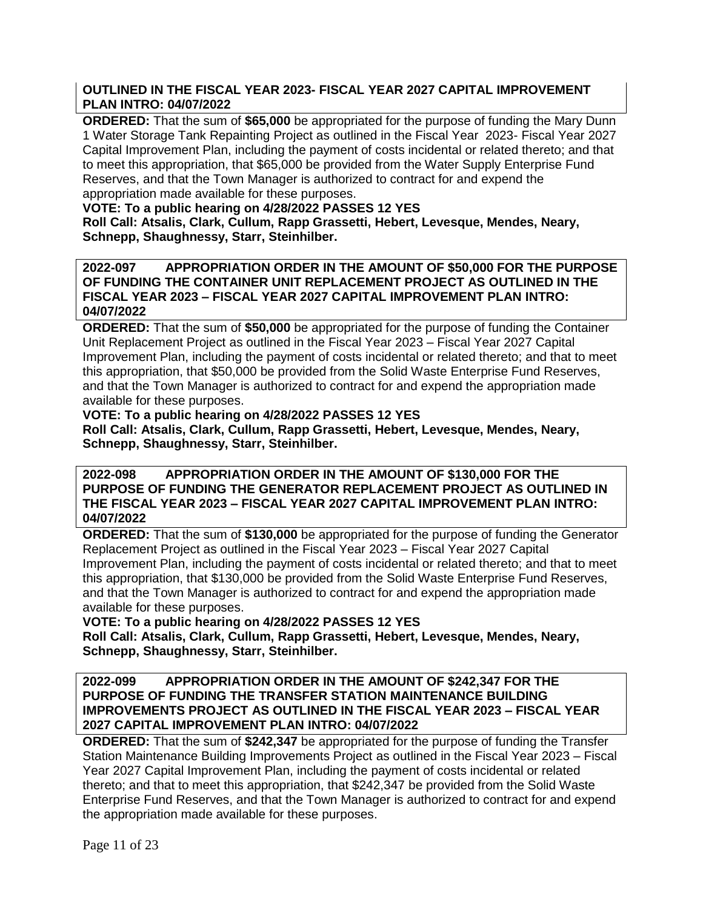**OUTLINED IN THE FISCAL YEAR 2023- FISCAL YEAR 2027 CAPITAL IMPROVEMENT PLAN INTRO: 04/07/2022**

**ORDERED:** That the sum of **$65,000** be appropriated for the purpose of funding the Mary Dunn 1 Water Storage Tank Repainting Project as outlined in the Fiscal Year 2023- Fiscal Year 2027 Capital Improvement Plan, including the payment of costs incidental or related thereto; and that to meet this appropriation, that $65,000 be provided from the Water Supply Enterprise Fund Reserves, and that the Town Manager is authorized to contract for and expend the appropriation made available for these purposes.

**VOTE: To a public hearing on 4/28/2022 PASSES 12 YES**
**Roll Call: Atsalis, Clark, Cullum, Rapp Grassetti, Hebert, Levesque, Mendes, Neary, Schnepp, Shaughnessy, Starr, Steinhilber.**

**2022-097 APPROPRIATION ORDER IN THE AMOUNT OF $50,000 FOR THE PURPOSE OF FUNDING THE CONTAINER UNIT REPLACEMENT PROJECT AS OUTLINED IN THE FISCAL YEAR 2023 – FISCAL YEAR 2027 CAPITAL IMPROVEMENT PLAN INTRO: 04/07/2022**

**ORDERED:** That the sum of **$50,000** be appropriated for the purpose of funding the Container Unit Replacement Project as outlined in the Fiscal Year 2023 – Fiscal Year 2027 Capital Improvement Plan, including the payment of costs incidental or related thereto; and that to meet this appropriation, that $50,000 be provided from the Solid Waste Enterprise Fund Reserves, and that the Town Manager is authorized to contract for and expend the appropriation made available for these purposes.

**VOTE: To a public hearing on 4/28/2022 PASSES 12 YES**
**Roll Call: Atsalis, Clark, Cullum, Rapp Grassetti, Hebert, Levesque, Mendes, Neary, Schnepp, Shaughnessy, Starr, Steinhilber.**

**2022-098 APPROPRIATION ORDER IN THE AMOUNT OF $130,000 FOR THE PURPOSE OF FUNDING THE GENERATOR REPLACEMENT PROJECT AS OUTLINED IN THE FISCAL YEAR 2023 – FISCAL YEAR 2027 CAPITAL IMPROVEMENT PLAN INTRO: 04/07/2022**

**ORDERED:** That the sum of **$130,000** be appropriated for the purpose of funding the Generator Replacement Project as outlined in the Fiscal Year 2023 – Fiscal Year 2027 Capital Improvement Plan, including the payment of costs incidental or related thereto; and that to meet this appropriation, that $130,000 be provided from the Solid Waste Enterprise Fund Reserves, and that the Town Manager is authorized to contract for and expend the appropriation made available for these purposes.

**VOTE: To a public hearing on 4/28/2022 PASSES 12 YES**
**Roll Call: Atsalis, Clark, Cullum, Rapp Grassetti, Hebert, Levesque, Mendes, Neary, Schnepp, Shaughnessy, Starr, Steinhilber.**

**2022-099 APPROPRIATION ORDER IN THE AMOUNT OF $242,347 FOR THE PURPOSE OF FUNDING THE TRANSFER STATION MAINTENANCE BUILDING IMPROVEMENTS PROJECT AS OUTLINED IN THE FISCAL YEAR 2023 – FISCAL YEAR 2027 CAPITAL IMPROVEMENT PLAN INTRO: 04/07/2022**

**ORDERED:** That the sum of **$242,347** be appropriated for the purpose of funding the Transfer Station Maintenance Building Improvements Project as outlined in the Fiscal Year 2023 – Fiscal Year 2027 Capital Improvement Plan, including the payment of costs incidental or related thereto; and that to meet this appropriation, that $242,347 be provided from the Solid Waste Enterprise Fund Reserves, and that the Town Manager is authorized to contract for and expend the appropriation made available for these purposes.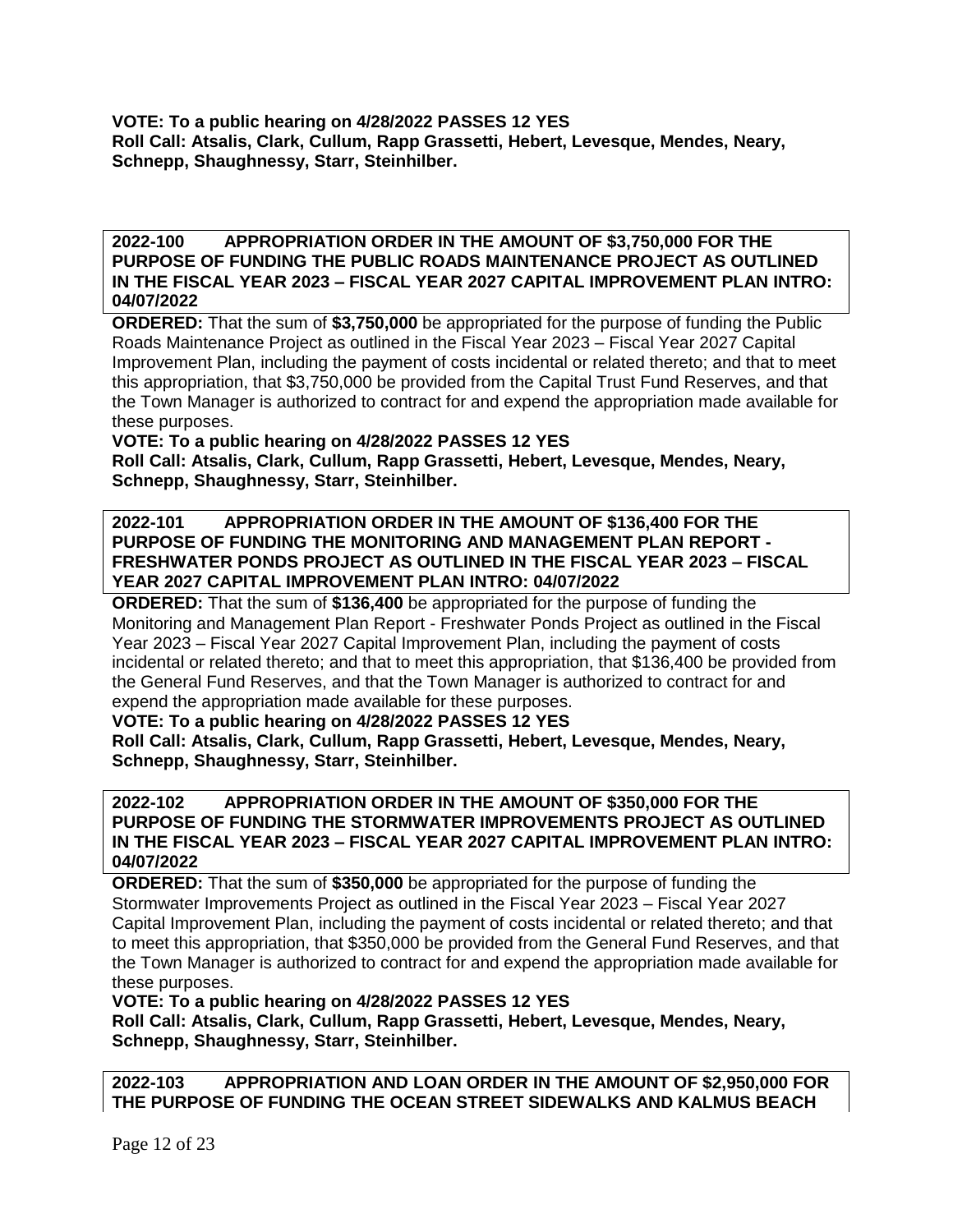**VOTE: To a public hearing on 4/28/2022 PASSES 12 YES**
**Roll Call: Atsalis, Clark, Cullum, Rapp Grassetti, Hebert, Levesque, Mendes, Neary, Schnepp, Shaughnessy, Starr, Steinhilber.**

**2022-100 APPROPRIATION ORDER IN THE AMOUNT OF $3,750,000 FOR THE PURPOSE OF FUNDING THE PUBLIC ROADS MAINTENANCE PROJECT AS OUTLINED IN THE FISCAL YEAR 2023 – FISCAL YEAR 2027 CAPITAL IMPROVEMENT PLAN INTRO: 04/07/2022**

**ORDERED:** That the sum of **$3,750,000** be appropriated for the purpose of funding the Public Roads Maintenance Project as outlined in the Fiscal Year 2023 – Fiscal Year 2027 Capital Improvement Plan, including the payment of costs incidental or related thereto; and that to meet this appropriation, that $3,750,000 be provided from the Capital Trust Fund Reserves, and that the Town Manager is authorized to contract for and expend the appropriation made available for these purposes.

**VOTE: To a public hearing on 4/28/2022 PASSES 12 YES**
**Roll Call: Atsalis, Clark, Cullum, Rapp Grassetti, Hebert, Levesque, Mendes, Neary, Schnepp, Shaughnessy, Starr, Steinhilber.**

**2022-101 APPROPRIATION ORDER IN THE AMOUNT OF $136,400 FOR THE PURPOSE OF FUNDING THE MONITORING AND MANAGEMENT PLAN REPORT - FRESHWATER PONDS PROJECT AS OUTLINED IN THE FISCAL YEAR 2023 – FISCAL YEAR 2027 CAPITAL IMPROVEMENT PLAN INTRO: 04/07/2022**

**ORDERED:** That the sum of **$136,400** be appropriated for the purpose of funding the Monitoring and Management Plan Report - Freshwater Ponds Project as outlined in the Fiscal Year 2023 – Fiscal Year 2027 Capital Improvement Plan, including the payment of costs incidental or related thereto; and that to meet this appropriation, that $136,400 be provided from the General Fund Reserves, and that the Town Manager is authorized to contract for and expend the appropriation made available for these purposes.

**VOTE: To a public hearing on 4/28/2022 PASSES 12 YES**
**Roll Call: Atsalis, Clark, Cullum, Rapp Grassetti, Hebert, Levesque, Mendes, Neary, Schnepp, Shaughnessy, Starr, Steinhilber.**

**2022-102 APPROPRIATION ORDER IN THE AMOUNT OF $350,000 FOR THE PURPOSE OF FUNDING THE STORMWATER IMPROVEMENTS PROJECT AS OUTLINED IN THE FISCAL YEAR 2023 – FISCAL YEAR 2027 CAPITAL IMPROVEMENT PLAN INTRO: 04/07/2022**

**ORDERED:** That the sum of **$350,000** be appropriated for the purpose of funding the Stormwater Improvements Project as outlined in the Fiscal Year 2023 – Fiscal Year 2027 Capital Improvement Plan, including the payment of costs incidental or related thereto; and that to meet this appropriation, that $350,000 be provided from the General Fund Reserves, and that the Town Manager is authorized to contract for and expend the appropriation made available for these purposes.

**VOTE: To a public hearing on 4/28/2022 PASSES 12 YES**
**Roll Call: Atsalis, Clark, Cullum, Rapp Grassetti, Hebert, Levesque, Mendes, Neary, Schnepp, Shaughnessy, Starr, Steinhilber.**

**2022-103 APPROPRIATION AND LOAN ORDER IN THE AMOUNT OF $2,950,000 FOR THE PURPOSE OF FUNDING THE OCEAN STREET SIDEWALKS AND KALMUS BEACH**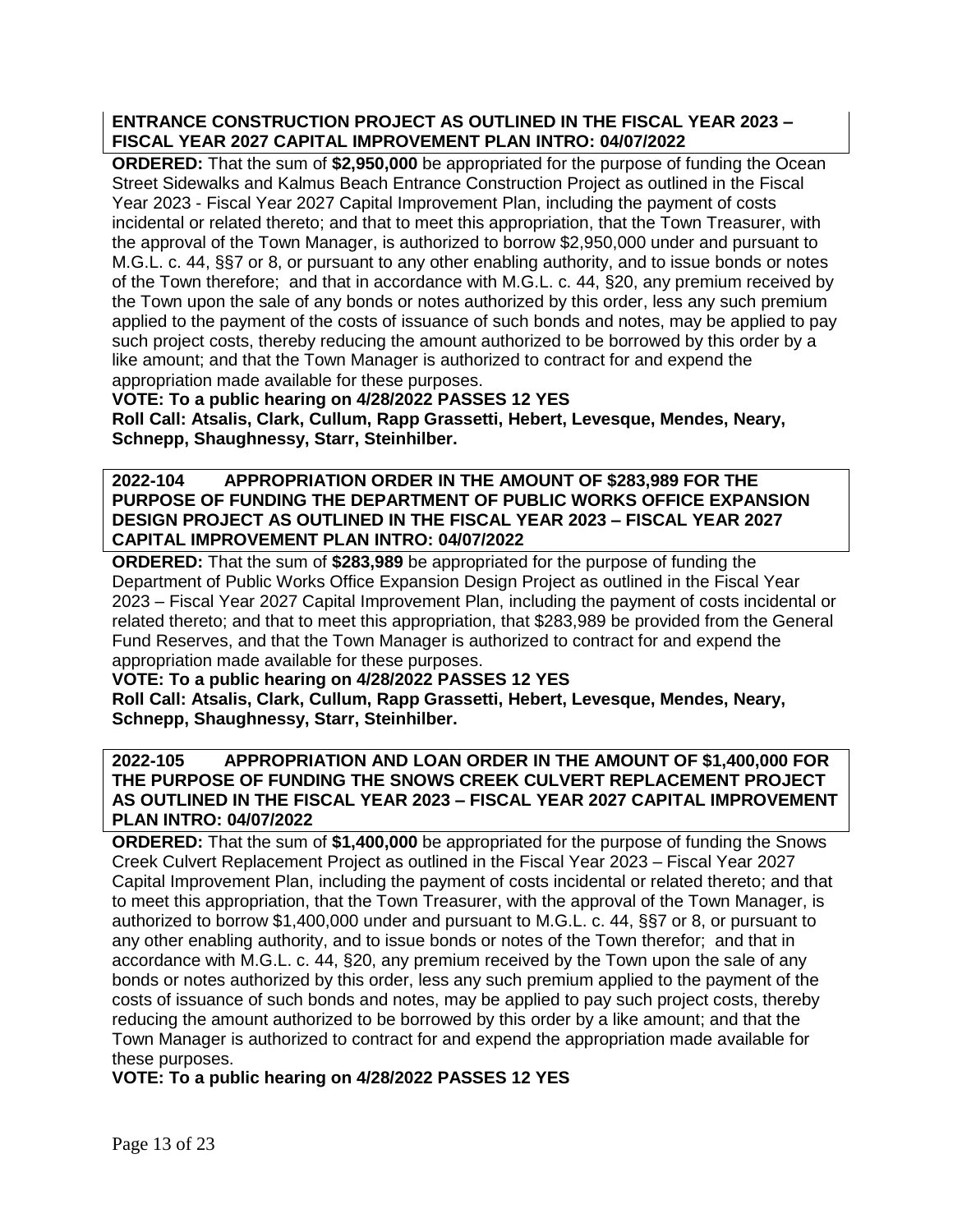**ENTRANCE CONSTRUCTION PROJECT AS OUTLINED IN THE FISCAL YEAR 2023 – FISCAL YEAR 2027 CAPITAL IMPROVEMENT PLAN INTRO: 04/07/2022**

**ORDERED:** That the sum of **$2,950,000** be appropriated for the purpose of funding the Ocean Street Sidewalks and Kalmus Beach Entrance Construction Project as outlined in the Fiscal Year 2023 - Fiscal Year 2027 Capital Improvement Plan, including the payment of costs incidental or related thereto; and that to meet this appropriation, that the Town Treasurer, with the approval of the Town Manager, is authorized to borrow $2,950,000 under and pursuant to M.G.L. c. 44, §§7 or 8, or pursuant to any other enabling authority, and to issue bonds or notes of the Town therefore; and that in accordance with M.G.L. c. 44, §20, any premium received by the Town upon the sale of any bonds or notes authorized by this order, less any such premium applied to the payment of the costs of issuance of such bonds and notes, may be applied to pay such project costs, thereby reducing the amount authorized to be borrowed by this order by a like amount; and that the Town Manager is authorized to contract for and expend the appropriation made available for these purposes.

**VOTE: To a public hearing on 4/28/2022 PASSES 12 YES**
**Roll Call: Atsalis, Clark, Cullum, Rapp Grassetti, Hebert, Levesque, Mendes, Neary, Schnepp, Shaughnessy, Starr, Steinhilber.**

**2022-104 APPROPRIATION ORDER IN THE AMOUNT OF $283,989 FOR THE PURPOSE OF FUNDING THE DEPARTMENT OF PUBLIC WORKS OFFICE EXPANSION DESIGN PROJECT AS OUTLINED IN THE FISCAL YEAR 2023 – FISCAL YEAR 2027 CAPITAL IMPROVEMENT PLAN INTRO: 04/07/2022**

**ORDERED:** That the sum of **$283,989** be appropriated for the purpose of funding the Department of Public Works Office Expansion Design Project as outlined in the Fiscal Year 2023 – Fiscal Year 2027 Capital Improvement Plan, including the payment of costs incidental or related thereto; and that to meet this appropriation, that $283,989 be provided from the General Fund Reserves, and that the Town Manager is authorized to contract for and expend the appropriation made available for these purposes.

**VOTE: To a public hearing on 4/28/2022 PASSES 12 YES**
**Roll Call: Atsalis, Clark, Cullum, Rapp Grassetti, Hebert, Levesque, Mendes, Neary, Schnepp, Shaughnessy, Starr, Steinhilber.**

**2022-105 APPROPRIATION AND LOAN ORDER IN THE AMOUNT OF $1,400,000 FOR THE PURPOSE OF FUNDING THE SNOWS CREEK CULVERT REPLACEMENT PROJECT AS OUTLINED IN THE FISCAL YEAR 2023 – FISCAL YEAR 2027 CAPITAL IMPROVEMENT PLAN INTRO: 04/07/2022**

**ORDERED:** That the sum of **$1,400,000** be appropriated for the purpose of funding the Snows Creek Culvert Replacement Project as outlined in the Fiscal Year 2023 – Fiscal Year 2027 Capital Improvement Plan, including the payment of costs incidental or related thereto; and that to meet this appropriation, that the Town Treasurer, with the approval of the Town Manager, is authorized to borrow $1,400,000 under and pursuant to M.G.L. c. 44, §§7 or 8, or pursuant to any other enabling authority, and to issue bonds or notes of the Town therefor; and that in accordance with M.G.L. c. 44, §20, any premium received by the Town upon the sale of any bonds or notes authorized by this order, less any such premium applied to the payment of the costs of issuance of such bonds and notes, may be applied to pay such project costs, thereby reducing the amount authorized to be borrowed by this order by a like amount; and that the Town Manager is authorized to contract for and expend the appropriation made available for these purposes.

**VOTE: To a public hearing on 4/28/2022 PASSES 12 YES**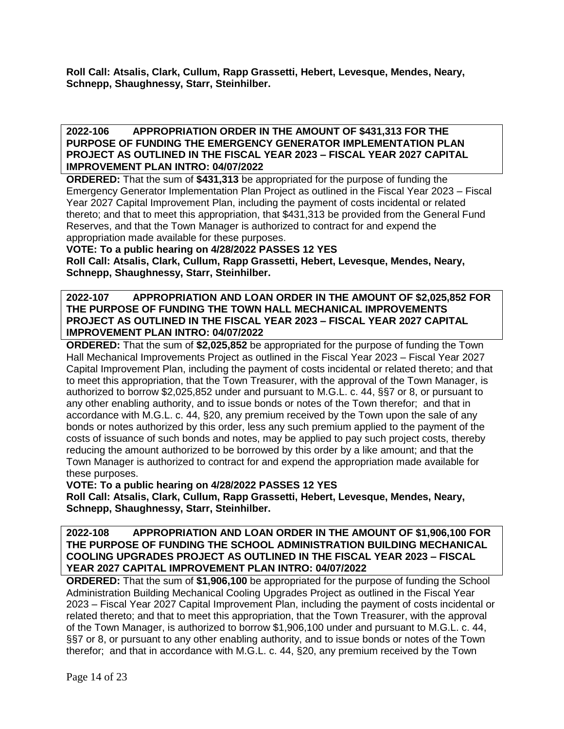**Roll Call: Atsalis, Clark, Cullum, Rapp Grassetti, Hebert, Levesque, Mendes, Neary, Schnepp, Shaughnessy, Starr, Steinhilber.**

**2022-106 APPROPRIATION ORDER IN THE AMOUNT OF $431,313 FOR THE PURPOSE OF FUNDING THE EMERGENCY GENERATOR IMPLEMENTATION PLAN PROJECT AS OUTLINED IN THE FISCAL YEAR 2023 – FISCAL YEAR 2027 CAPITAL IMPROVEMENT PLAN INTRO: 04/07/2022**

**ORDERED:** That the sum of **$431,313** be appropriated for the purpose of funding the Emergency Generator Implementation Plan Project as outlined in the Fiscal Year 2023 – Fiscal Year 2027 Capital Improvement Plan, including the payment of costs incidental or related thereto; and that to meet this appropriation, that $431,313 be provided from the General Fund Reserves, and that the Town Manager is authorized to contract for and expend the appropriation made available for these purposes.

**VOTE: To a public hearing on 4/28/2022 PASSES 12 YES**

**Roll Call: Atsalis, Clark, Cullum, Rapp Grassetti, Hebert, Levesque, Mendes, Neary, Schnepp, Shaughnessy, Starr, Steinhilber.**

**2022-107 APPROPRIATION AND LOAN ORDER IN THE AMOUNT OF $2,025,852 FOR THE PURPOSE OF FUNDING THE TOWN HALL MECHANICAL IMPROVEMENTS PROJECT AS OUTLINED IN THE FISCAL YEAR 2023 – FISCAL YEAR 2027 CAPITAL IMPROVEMENT PLAN INTRO: 04/07/2022**

**ORDERED:** That the sum of **$2,025,852** be appropriated for the purpose of funding the Town Hall Mechanical Improvements Project as outlined in the Fiscal Year 2023 – Fiscal Year 2027 Capital Improvement Plan, including the payment of costs incidental or related thereto; and that to meet this appropriation, that the Town Treasurer, with the approval of the Town Manager, is authorized to borrow $2,025,852 under and pursuant to M.G.L. c. 44, §§7 or 8, or pursuant to any other enabling authority, and to issue bonds or notes of the Town therefor; and that in accordance with M.G.L. c. 44, §20, any premium received by the Town upon the sale of any bonds or notes authorized by this order, less any such premium applied to the payment of the costs of issuance of such bonds and notes, may be applied to pay such project costs, thereby reducing the amount authorized to be borrowed by this order by a like amount; and that the Town Manager is authorized to contract for and expend the appropriation made available for these purposes.

**VOTE: To a public hearing on 4/28/2022 PASSES 12 YES**

**Roll Call: Atsalis, Clark, Cullum, Rapp Grassetti, Hebert, Levesque, Mendes, Neary, Schnepp, Shaughnessy, Starr, Steinhilber.**

**2022-108 APPROPRIATION AND LOAN ORDER IN THE AMOUNT OF $1,906,100 FOR THE PURPOSE OF FUNDING THE SCHOOL ADMINISTRATION BUILDING MECHANICAL COOLING UPGRADES PROJECT AS OUTLINED IN THE FISCAL YEAR 2023 – FISCAL YEAR 2027 CAPITAL IMPROVEMENT PLAN INTRO: 04/07/2022**

**ORDERED:** That the sum of **$1,906,100** be appropriated for the purpose of funding the School Administration Building Mechanical Cooling Upgrades Project as outlined in the Fiscal Year 2023 – Fiscal Year 2027 Capital Improvement Plan, including the payment of costs incidental or related thereto; and that to meet this appropriation, that the Town Treasurer, with the approval of the Town Manager, is authorized to borrow $1,906,100 under and pursuant to M.G.L. c. 44, §§7 or 8, or pursuant to any other enabling authority, and to issue bonds or notes of the Town therefor; and that in accordance with M.G.L. c. 44, §20, any premium received by the Town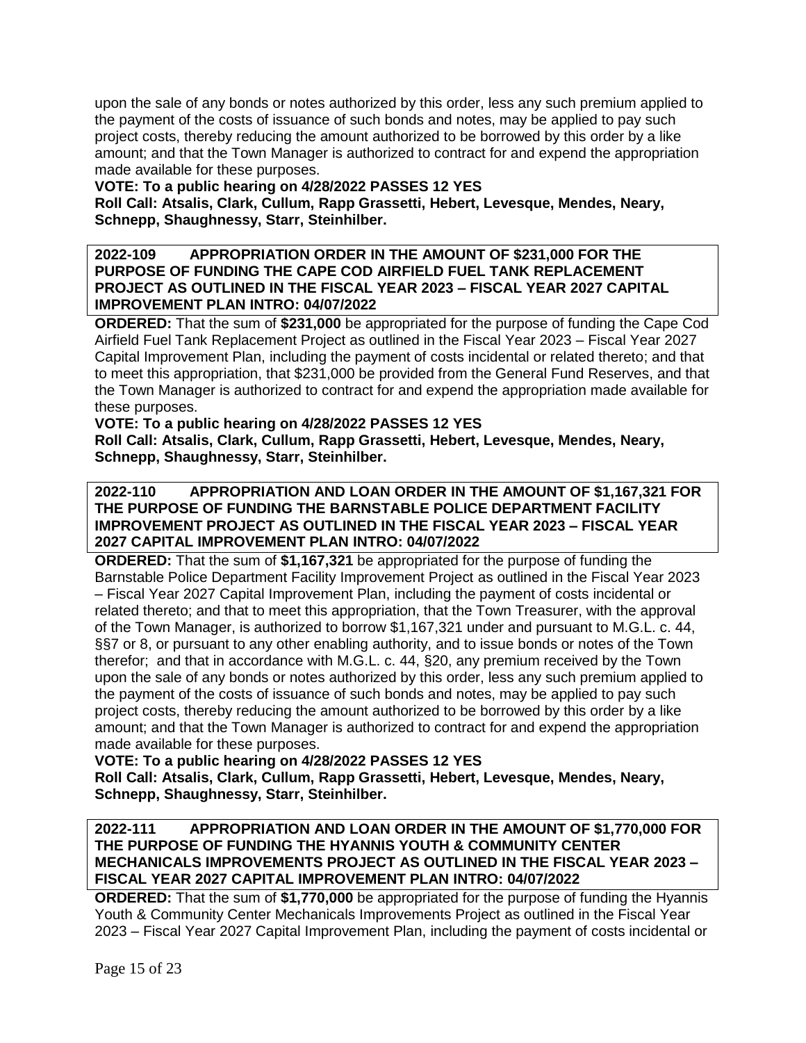upon the sale of any bonds or notes authorized by this order, less any such premium applied to the payment of the costs of issuance of such bonds and notes, may be applied to pay such project costs, thereby reducing the amount authorized to be borrowed by this order by a like amount; and that the Town Manager is authorized to contract for and expend the appropriation made available for these purposes.

**VOTE: To a public hearing on 4/28/2022 PASSES 12 YES**
**Roll Call: Atsalis, Clark, Cullum, Rapp Grassetti, Hebert, Levesque, Mendes, Neary, Schnepp, Shaughnessy, Starr, Steinhilber.**

**2022-109 APPROPRIATION ORDER IN THE AMOUNT OF $231,000 FOR THE PURPOSE OF FUNDING THE CAPE COD AIRFIELD FUEL TANK REPLACEMENT PROJECT AS OUTLINED IN THE FISCAL YEAR 2023 – FISCAL YEAR 2027 CAPITAL IMPROVEMENT PLAN INTRO: 04/07/2022**

**ORDERED:** That the sum of **$231,000** be appropriated for the purpose of funding the Cape Cod Airfield Fuel Tank Replacement Project as outlined in the Fiscal Year 2023 – Fiscal Year 2027 Capital Improvement Plan, including the payment of costs incidental or related thereto; and that to meet this appropriation, that $231,000 be provided from the General Fund Reserves, and that the Town Manager is authorized to contract for and expend the appropriation made available for these purposes.

**VOTE: To a public hearing on 4/28/2022 PASSES 12 YES**
**Roll Call: Atsalis, Clark, Cullum, Rapp Grassetti, Hebert, Levesque, Mendes, Neary, Schnepp, Shaughnessy, Starr, Steinhilber.**

**2022-110 APPROPRIATION AND LOAN ORDER IN THE AMOUNT OF $1,167,321 FOR THE PURPOSE OF FUNDING THE BARNSTABLE POLICE DEPARTMENT FACILITY IMPROVEMENT PROJECT AS OUTLINED IN THE FISCAL YEAR 2023 – FISCAL YEAR 2027 CAPITAL IMPROVEMENT PLAN INTRO: 04/07/2022**

**ORDERED:** That the sum of **$1,167,321** be appropriated for the purpose of funding the Barnstable Police Department Facility Improvement Project as outlined in the Fiscal Year 2023 – Fiscal Year 2027 Capital Improvement Plan, including the payment of costs incidental or related thereto; and that to meet this appropriation, that the Town Treasurer, with the approval of the Town Manager, is authorized to borrow $1,167,321 under and pursuant to M.G.L. c. 44, §§7 or 8, or pursuant to any other enabling authority, and to issue bonds or notes of the Town therefor; and that in accordance with M.G.L. c. 44, §20, any premium received by the Town upon the sale of any bonds or notes authorized by this order, less any such premium applied to the payment of the costs of issuance of such bonds and notes, may be applied to pay such project costs, thereby reducing the amount authorized to be borrowed by this order by a like amount; and that the Town Manager is authorized to contract for and expend the appropriation made available for these purposes.

**VOTE: To a public hearing on 4/28/2022 PASSES 12 YES**
**Roll Call: Atsalis, Clark, Cullum, Rapp Grassetti, Hebert, Levesque, Mendes, Neary, Schnepp, Shaughnessy, Starr, Steinhilber.**

**2022-111 APPROPRIATION AND LOAN ORDER IN THE AMOUNT OF $1,770,000 FOR THE PURPOSE OF FUNDING THE HYANNIS YOUTH & COMMUNITY CENTER MECHANICALS IMPROVEMENTS PROJECT AS OUTLINED IN THE FISCAL YEAR 2023 – FISCAL YEAR 2027 CAPITAL IMPROVEMENT PLAN INTRO: 04/07/2022**

**ORDERED:** That the sum of **$1,770,000** be appropriated for the purpose of funding the Hyannis Youth & Community Center Mechanicals Improvements Project as outlined in the Fiscal Year 2023 – Fiscal Year 2027 Capital Improvement Plan, including the payment of costs incidental or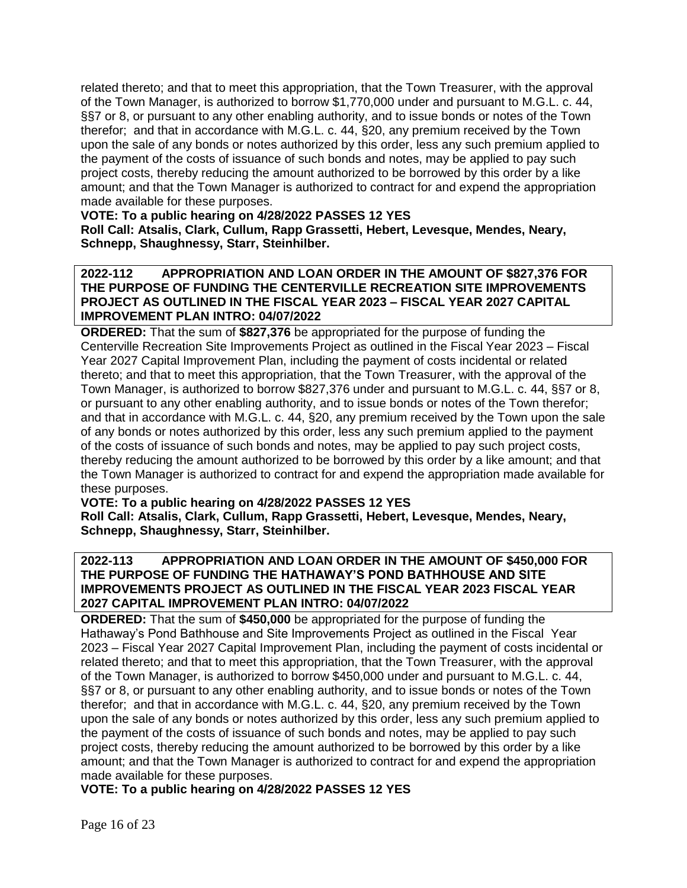related thereto; and that to meet this appropriation, that the Town Treasurer, with the approval of the Town Manager, is authorized to borrow $1,770,000 under and pursuant to M.G.L. c. 44, §§7 or 8, or pursuant to any other enabling authority, and to issue bonds or notes of the Town therefor; and that in accordance with M.G.L. c. 44, §20, any premium received by the Town upon the sale of any bonds or notes authorized by this order, less any such premium applied to the payment of the costs of issuance of such bonds and notes, may be applied to pay such project costs, thereby reducing the amount authorized to be borrowed by this order by a like amount; and that the Town Manager is authorized to contract for and expend the appropriation made available for these purposes.

**VOTE: To a public hearing on 4/28/2022 PASSES 12 YES**
**Roll Call: Atsalis, Clark, Cullum, Rapp Grassetti, Hebert, Levesque, Mendes, Neary, Schnepp, Shaughnessy, Starr, Steinhilber.**

**2022-112 APPROPRIATION AND LOAN ORDER IN THE AMOUNT OF $827,376 FOR THE PURPOSE OF FUNDING THE CENTERVILLE RECREATION SITE IMPROVEMENTS PROJECT AS OUTLINED IN THE FISCAL YEAR 2023 – FISCAL YEAR 2027 CAPITAL IMPROVEMENT PLAN INTRO: 04/07/2022**

**ORDERED:** That the sum of **$827,376** be appropriated for the purpose of funding the Centerville Recreation Site Improvements Project as outlined in the Fiscal Year 2023 – Fiscal Year 2027 Capital Improvement Plan, including the payment of costs incidental or related thereto; and that to meet this appropriation, that the Town Treasurer, with the approval of the Town Manager, is authorized to borrow $827,376 under and pursuant to M.G.L. c. 44, §§7 or 8, or pursuant to any other enabling authority, and to issue bonds or notes of the Town therefor; and that in accordance with M.G.L. c. 44, §20, any premium received by the Town upon the sale of any bonds or notes authorized by this order, less any such premium applied to the payment of the costs of issuance of such bonds and notes, may be applied to pay such project costs, thereby reducing the amount authorized to be borrowed by this order by a like amount; and that the Town Manager is authorized to contract for and expend the appropriation made available for these purposes.

**VOTE: To a public hearing on 4/28/2022 PASSES 12 YES**
**Roll Call: Atsalis, Clark, Cullum, Rapp Grassetti, Hebert, Levesque, Mendes, Neary, Schnepp, Shaughnessy, Starr, Steinhilber.**

**2022-113 APPROPRIATION AND LOAN ORDER IN THE AMOUNT OF $450,000 FOR THE PURPOSE OF FUNDING THE HATHAWAY'S POND BATHHOUSE AND SITE IMPROVEMENTS PROJECT AS OUTLINED IN THE FISCAL YEAR 2023 FISCAL YEAR 2027 CAPITAL IMPROVEMENT PLAN INTRO: 04/07/2022**

**ORDERED:** That the sum of **$450,000** be appropriated for the purpose of funding the Hathaway's Pond Bathhouse and Site Improvements Project as outlined in the Fiscal Year 2023 – Fiscal Year 2027 Capital Improvement Plan, including the payment of costs incidental or related thereto; and that to meet this appropriation, that the Town Treasurer, with the approval of the Town Manager, is authorized to borrow $450,000 under and pursuant to M.G.L. c. 44, §§7 or 8, or pursuant to any other enabling authority, and to issue bonds or notes of the Town therefor; and that in accordance with M.G.L. c. 44, §20, any premium received by the Town upon the sale of any bonds or notes authorized by this order, less any such premium applied to the payment of the costs of issuance of such bonds and notes, may be applied to pay such project costs, thereby reducing the amount authorized to be borrowed by this order by a like amount; and that the Town Manager is authorized to contract for and expend the appropriation made available for these purposes.

**VOTE: To a public hearing on 4/28/2022 PASSES 12 YES**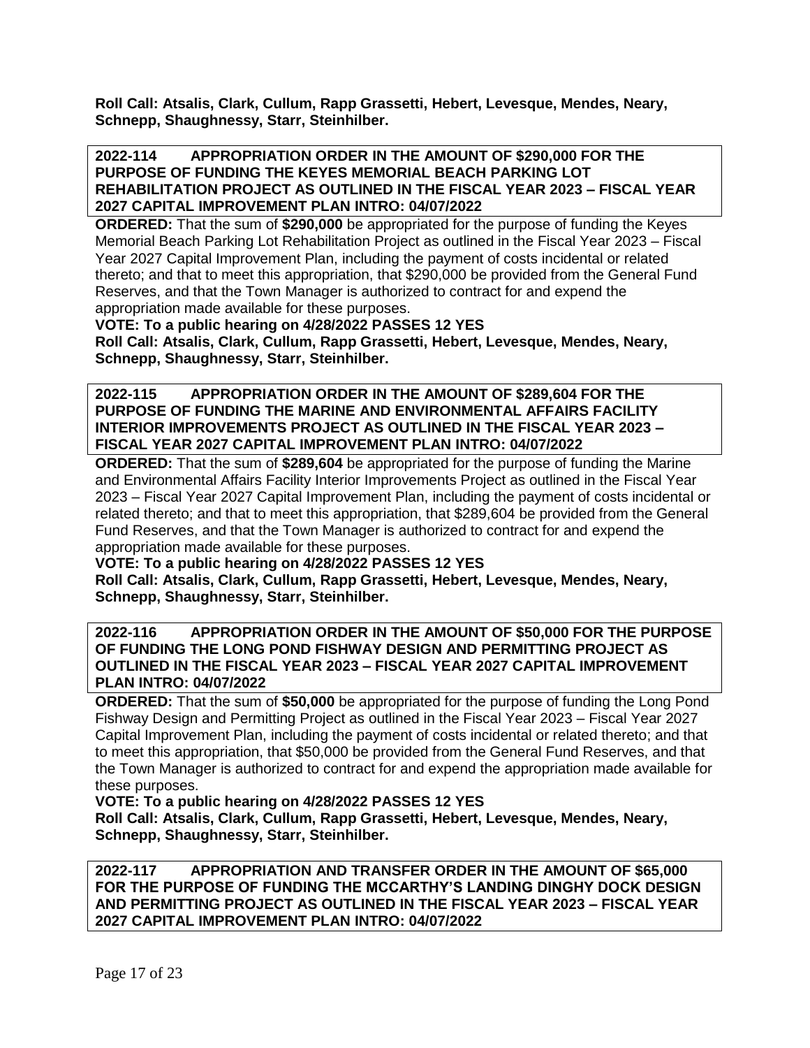**Roll Call: Atsalis, Clark, Cullum, Rapp Grassetti, Hebert, Levesque, Mendes, Neary, Schnepp, Shaughnessy, Starr, Steinhilber.**

**2022-114 APPROPRIATION ORDER IN THE AMOUNT OF $290,000 FOR THE PURPOSE OF FUNDING THE KEYES MEMORIAL BEACH PARKING LOT REHABILITATION PROJECT AS OUTLINED IN THE FISCAL YEAR 2023 – FISCAL YEAR 2027 CAPITAL IMPROVEMENT PLAN INTRO: 04/07/2022**

**ORDERED:** That the sum of **$290,000** be appropriated for the purpose of funding the Keyes Memorial Beach Parking Lot Rehabilitation Project as outlined in the Fiscal Year 2023 – Fiscal Year 2027 Capital Improvement Plan, including the payment of costs incidental or related thereto; and that to meet this appropriation, that $290,000 be provided from the General Fund Reserves, and that the Town Manager is authorized to contract for and expend the appropriation made available for these purposes.

**VOTE: To a public hearing on 4/28/2022 PASSES 12 YES**

**Roll Call: Atsalis, Clark, Cullum, Rapp Grassetti, Hebert, Levesque, Mendes, Neary, Schnepp, Shaughnessy, Starr, Steinhilber.**

**2022-115 APPROPRIATION ORDER IN THE AMOUNT OF $289,604 FOR THE PURPOSE OF FUNDING THE MARINE AND ENVIRONMENTAL AFFAIRS FACILITY INTERIOR IMPROVEMENTS PROJECT AS OUTLINED IN THE FISCAL YEAR 2023 – FISCAL YEAR 2027 CAPITAL IMPROVEMENT PLAN INTRO: 04/07/2022**

**ORDERED:** That the sum of **$289,604** be appropriated for the purpose of funding the Marine and Environmental Affairs Facility Interior Improvements Project as outlined in the Fiscal Year 2023 – Fiscal Year 2027 Capital Improvement Plan, including the payment of costs incidental or related thereto; and that to meet this appropriation, that $289,604 be provided from the General Fund Reserves, and that the Town Manager is authorized to contract for and expend the appropriation made available for these purposes.

**VOTE: To a public hearing on 4/28/2022 PASSES 12 YES**

**Roll Call: Atsalis, Clark, Cullum, Rapp Grassetti, Hebert, Levesque, Mendes, Neary, Schnepp, Shaughnessy, Starr, Steinhilber.**

**2022-116 APPROPRIATION ORDER IN THE AMOUNT OF $50,000 FOR THE PURPOSE OF FUNDING THE LONG POND FISHWAY DESIGN AND PERMITTING PROJECT AS OUTLINED IN THE FISCAL YEAR 2023 – FISCAL YEAR 2027 CAPITAL IMPROVEMENT PLAN INTRO: 04/07/2022**

**ORDERED:** That the sum of **$50,000** be appropriated for the purpose of funding the Long Pond Fishway Design and Permitting Project as outlined in the Fiscal Year 2023 – Fiscal Year 2027 Capital Improvement Plan, including the payment of costs incidental or related thereto; and that to meet this appropriation, that $50,000 be provided from the General Fund Reserves, and that the Town Manager is authorized to contract for and expend the appropriation made available for these purposes.

**VOTE: To a public hearing on 4/28/2022 PASSES 12 YES**

**Roll Call: Atsalis, Clark, Cullum, Rapp Grassetti, Hebert, Levesque, Mendes, Neary, Schnepp, Shaughnessy, Starr, Steinhilber.**

**2022-117 APPROPRIATION AND TRANSFER ORDER IN THE AMOUNT OF $65,000 FOR THE PURPOSE OF FUNDING THE MCCARTHY'S LANDING DINGHY DOCK DESIGN AND PERMITTING PROJECT AS OUTLINED IN THE FISCAL YEAR 2023 – FISCAL YEAR 2027 CAPITAL IMPROVEMENT PLAN INTRO: 04/07/2022**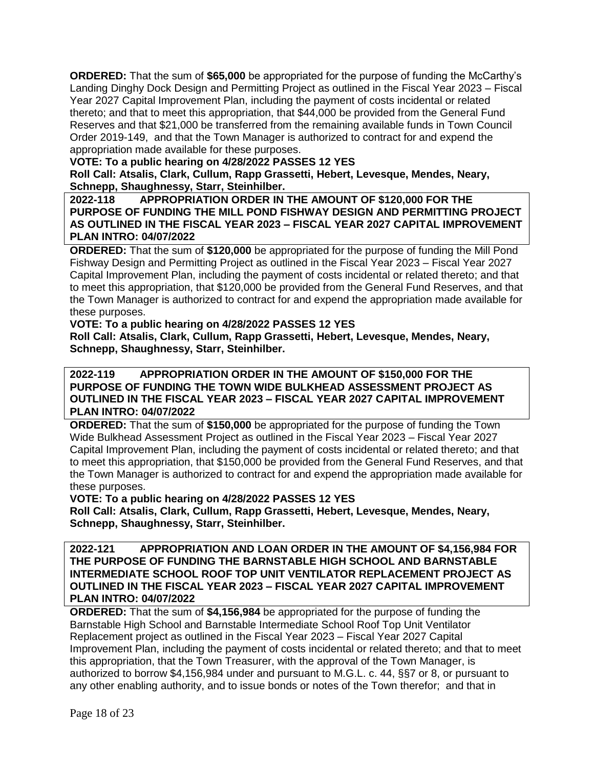**ORDERED:** That the sum of **$65,000** be appropriated for the purpose of funding the McCarthy's Landing Dinghy Dock Design and Permitting Project as outlined in the Fiscal Year 2023 – Fiscal Year 2027 Capital Improvement Plan, including the payment of costs incidental or related thereto; and that to meet this appropriation, that $44,000 be provided from the General Fund Reserves and that $21,000 be transferred from the remaining available funds in Town Council Order 2019-149, and that the Town Manager is authorized to contract for and expend the appropriation made available for these purposes.

**VOTE: To a public hearing on 4/28/2022 PASSES 12 YES**

**Roll Call: Atsalis, Clark, Cullum, Rapp Grassetti, Hebert, Levesque, Mendes, Neary, Schnepp, Shaughnessy, Starr, Steinhilber.**

**2022-118 APPROPRIATION ORDER IN THE AMOUNT OF $120,000 FOR THE PURPOSE OF FUNDING THE MILL POND FISHWAY DESIGN AND PERMITTING PROJECT AS OUTLINED IN THE FISCAL YEAR 2023 – FISCAL YEAR 2027 CAPITAL IMPROVEMENT PLAN INTRO: 04/07/2022**

**ORDERED:** That the sum of **$120,000** be appropriated for the purpose of funding the Mill Pond Fishway Design and Permitting Project as outlined in the Fiscal Year 2023 – Fiscal Year 2027 Capital Improvement Plan, including the payment of costs incidental or related thereto; and that to meet this appropriation, that $120,000 be provided from the General Fund Reserves, and that the Town Manager is authorized to contract for and expend the appropriation made available for these purposes.

**VOTE: To a public hearing on 4/28/2022 PASSES 12 YES**

**Roll Call: Atsalis, Clark, Cullum, Rapp Grassetti, Hebert, Levesque, Mendes, Neary, Schnepp, Shaughnessy, Starr, Steinhilber.**

**2022-119 APPROPRIATION ORDER IN THE AMOUNT OF $150,000 FOR THE PURPOSE OF FUNDING THE TOWN WIDE BULKHEAD ASSESSMENT PROJECT AS OUTLINED IN THE FISCAL YEAR 2023 – FISCAL YEAR 2027 CAPITAL IMPROVEMENT PLAN INTRO: 04/07/2022**

**ORDERED:** That the sum of **$150,000** be appropriated for the purpose of funding the Town Wide Bulkhead Assessment Project as outlined in the Fiscal Year 2023 – Fiscal Year 2027 Capital Improvement Plan, including the payment of costs incidental or related thereto; and that to meet this appropriation, that $150,000 be provided from the General Fund Reserves, and that the Town Manager is authorized to contract for and expend the appropriation made available for these purposes.

**VOTE: To a public hearing on 4/28/2022 PASSES 12 YES**

**Roll Call: Atsalis, Clark, Cullum, Rapp Grassetti, Hebert, Levesque, Mendes, Neary, Schnepp, Shaughnessy, Starr, Steinhilber.**

**2022-121 APPROPRIATION AND LOAN ORDER IN THE AMOUNT OF $4,156,984 FOR THE PURPOSE OF FUNDING THE BARNSTABLE HIGH SCHOOL AND BARNSTABLE INTERMEDIATE SCHOOL ROOF TOP UNIT VENTILATOR REPLACEMENT PROJECT AS OUTLINED IN THE FISCAL YEAR 2023 – FISCAL YEAR 2027 CAPITAL IMPROVEMENT PLAN INTRO: 04/07/2022**

**ORDERED:** That the sum of **$4,156,984** be appropriated for the purpose of funding the Barnstable High School and Barnstable Intermediate School Roof Top Unit Ventilator Replacement project as outlined in the Fiscal Year 2023 – Fiscal Year 2027 Capital Improvement Plan, including the payment of costs incidental or related thereto; and that to meet this appropriation, that the Town Treasurer, with the approval of the Town Manager, is authorized to borrow $4,156,984 under and pursuant to M.G.L. c. 44, §§7 or 8, or pursuant to any other enabling authority, and to issue bonds or notes of the Town therefor; and that in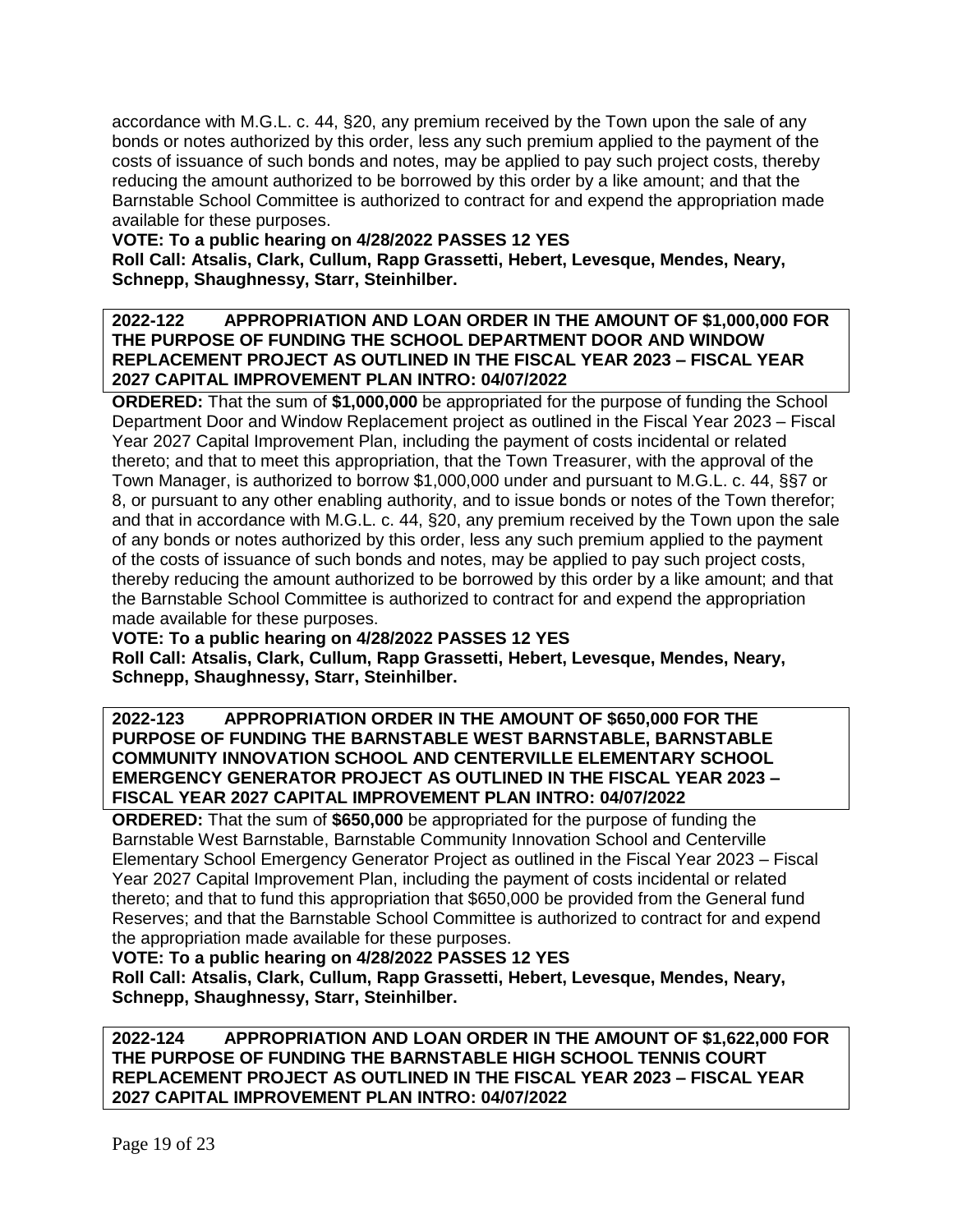accordance with M.G.L. c. 44, §20, any premium received by the Town upon the sale of any bonds or notes authorized by this order, less any such premium applied to the payment of the costs of issuance of such bonds and notes, may be applied to pay such project costs, thereby reducing the amount authorized to be borrowed by this order by a like amount; and that the Barnstable School Committee is authorized to contract for and expend the appropriation made available for these purposes.

**VOTE: To a public hearing on 4/28/2022 PASSES 12 YES**
**Roll Call: Atsalis, Clark, Cullum, Rapp Grassetti, Hebert, Levesque, Mendes, Neary, Schnepp, Shaughnessy, Starr, Steinhilber.**

**2022-122 APPROPRIATION AND LOAN ORDER IN THE AMOUNT OF $1,000,000 FOR THE PURPOSE OF FUNDING THE SCHOOL DEPARTMENT DOOR AND WINDOW REPLACEMENT PROJECT AS OUTLINED IN THE FISCAL YEAR 2023 – FISCAL YEAR 2027 CAPITAL IMPROVEMENT PLAN INTRO: 04/07/2022**

**ORDERED:** That the sum of **$1,000,000** be appropriated for the purpose of funding the School Department Door and Window Replacement project as outlined in the Fiscal Year 2023 – Fiscal Year 2027 Capital Improvement Plan, including the payment of costs incidental or related thereto; and that to meet this appropriation, that the Town Treasurer, with the approval of the Town Manager, is authorized to borrow $1,000,000 under and pursuant to M.G.L. c. 44, §§7 or 8, or pursuant to any other enabling authority, and to issue bonds or notes of the Town therefor; and that in accordance with M.G.L. c. 44, §20, any premium received by the Town upon the sale of any bonds or notes authorized by this order, less any such premium applied to the payment of the costs of issuance of such bonds and notes, may be applied to pay such project costs, thereby reducing the amount authorized to be borrowed by this order by a like amount; and that the Barnstable School Committee is authorized to contract for and expend the appropriation made available for these purposes.

**VOTE: To a public hearing on 4/28/2022 PASSES 12 YES**
**Roll Call: Atsalis, Clark, Cullum, Rapp Grassetti, Hebert, Levesque, Mendes, Neary, Schnepp, Shaughnessy, Starr, Steinhilber.**

**2022-123 APPROPRIATION ORDER IN THE AMOUNT OF $650,000 FOR THE PURPOSE OF FUNDING THE BARNSTABLE WEST BARNSTABLE, BARNSTABLE COMMUNITY INNOVATION SCHOOL AND CENTERVILLE ELEMENTARY SCHOOL EMERGENCY GENERATOR PROJECT AS OUTLINED IN THE FISCAL YEAR 2023 – FISCAL YEAR 2027 CAPITAL IMPROVEMENT PLAN INTRO: 04/07/2022**

**ORDERED:** That the sum of **$650,000** be appropriated for the purpose of funding the Barnstable West Barnstable, Barnstable Community Innovation School and Centerville Elementary School Emergency Generator Project as outlined in the Fiscal Year 2023 – Fiscal Year 2027 Capital Improvement Plan, including the payment of costs incidental or related thereto; and that to fund this appropriation that $650,000 be provided from the General fund Reserves; and that the Barnstable School Committee is authorized to contract for and expend the appropriation made available for these purposes.

**VOTE: To a public hearing on 4/28/2022 PASSES 12 YES**
**Roll Call: Atsalis, Clark, Cullum, Rapp Grassetti, Hebert, Levesque, Mendes, Neary, Schnepp, Shaughnessy, Starr, Steinhilber.**

**2022-124 APPROPRIATION AND LOAN ORDER IN THE AMOUNT OF $1,622,000 FOR THE PURPOSE OF FUNDING THE BARNSTABLE HIGH SCHOOL TENNIS COURT REPLACEMENT PROJECT AS OUTLINED IN THE FISCAL YEAR 2023 – FISCAL YEAR 2027 CAPITAL IMPROVEMENT PLAN INTRO: 04/07/2022**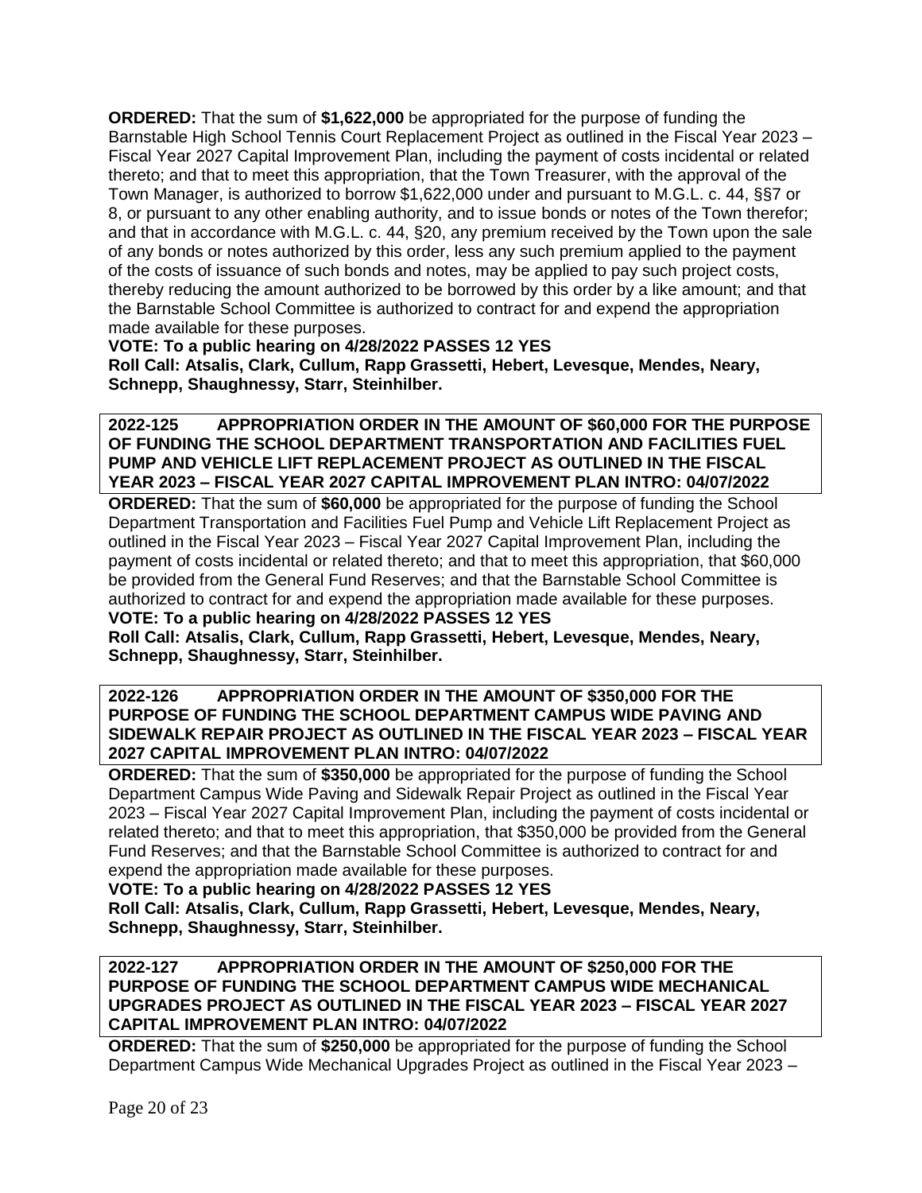**ORDERED:** That the sum of **$1,622,000** be appropriated for the purpose of funding the Barnstable High School Tennis Court Replacement Project as outlined in the Fiscal Year 2023 – Fiscal Year 2027 Capital Improvement Plan, including the payment of costs incidental or related thereto; and that to meet this appropriation, that the Town Treasurer, with the approval of the Town Manager, is authorized to borrow $1,622,000 under and pursuant to M.G.L. c. 44, §§7 or 8, or pursuant to any other enabling authority, and to issue bonds or notes of the Town therefor; and that in accordance with M.G.L. c. 44, §20, any premium received by the Town upon the sale of any bonds or notes authorized by this order, less any such premium applied to the payment of the costs of issuance of such bonds and notes, may be applied to pay such project costs, thereby reducing the amount authorized to be borrowed by this order by a like amount; and that the Barnstable School Committee is authorized to contract for and expend the appropriation made available for these purposes.

**VOTE: To a public hearing on 4/28/2022 PASSES 12 YES**
**Roll Call: Atsalis, Clark, Cullum, Rapp Grassetti, Hebert, Levesque, Mendes, Neary, Schnepp, Shaughnessy, Starr, Steinhilber.**

**2022-125 APPROPRIATION ORDER IN THE AMOUNT OF $60,000 FOR THE PURPOSE OF FUNDING THE SCHOOL DEPARTMENT TRANSPORTATION AND FACILITIES FUEL PUMP AND VEHICLE LIFT REPLACEMENT PROJECT AS OUTLINED IN THE FISCAL YEAR 2023 – FISCAL YEAR 2027 CAPITAL IMPROVEMENT PLAN INTRO: 04/07/2022**

**ORDERED:** That the sum of **$60,000** be appropriated for the purpose of funding the School Department Transportation and Facilities Fuel Pump and Vehicle Lift Replacement Project as outlined in the Fiscal Year 2023 – Fiscal Year 2027 Capital Improvement Plan, including the payment of costs incidental or related thereto; and that to meet this appropriation, that $60,000 be provided from the General Fund Reserves; and that the Barnstable School Committee is authorized to contract for and expend the appropriation made available for these purposes.

**VOTE: To a public hearing on 4/28/2022 PASSES 12 YES**
**Roll Call: Atsalis, Clark, Cullum, Rapp Grassetti, Hebert, Levesque, Mendes, Neary, Schnepp, Shaughnessy, Starr, Steinhilber.**

**2022-126 APPROPRIATION ORDER IN THE AMOUNT OF $350,000 FOR THE PURPOSE OF FUNDING THE SCHOOL DEPARTMENT CAMPUS WIDE PAVING AND SIDEWALK REPAIR PROJECT AS OUTLINED IN THE FISCAL YEAR 2023 – FISCAL YEAR 2027 CAPITAL IMPROVEMENT PLAN INTRO: 04/07/2022**

**ORDERED:** That the sum of **$350,000** be appropriated for the purpose of funding the School Department Campus Wide Paving and Sidewalk Repair Project as outlined in the Fiscal Year 2023 – Fiscal Year 2027 Capital Improvement Plan, including the payment of costs incidental or related thereto; and that to meet this appropriation, that $350,000 be provided from the General Fund Reserves; and that the Barnstable School Committee is authorized to contract for and expend the appropriation made available for these purposes.

**VOTE: To a public hearing on 4/28/2022 PASSES 12 YES**
**Roll Call: Atsalis, Clark, Cullum, Rapp Grassetti, Hebert, Levesque, Mendes, Neary, Schnepp, Shaughnessy, Starr, Steinhilber.**

**2022-127 APPROPRIATION ORDER IN THE AMOUNT OF $250,000 FOR THE PURPOSE OF FUNDING THE SCHOOL DEPARTMENT CAMPUS WIDE MECHANICAL UPGRADES PROJECT AS OUTLINED IN THE FISCAL YEAR 2023 – FISCAL YEAR 2027 CAPITAL IMPROVEMENT PLAN INTRO: 04/07/2022**

**ORDERED:** That the sum of **$250,000** be appropriated for the purpose of funding the School Department Campus Wide Mechanical Upgrades Project as outlined in the Fiscal Year 2023 –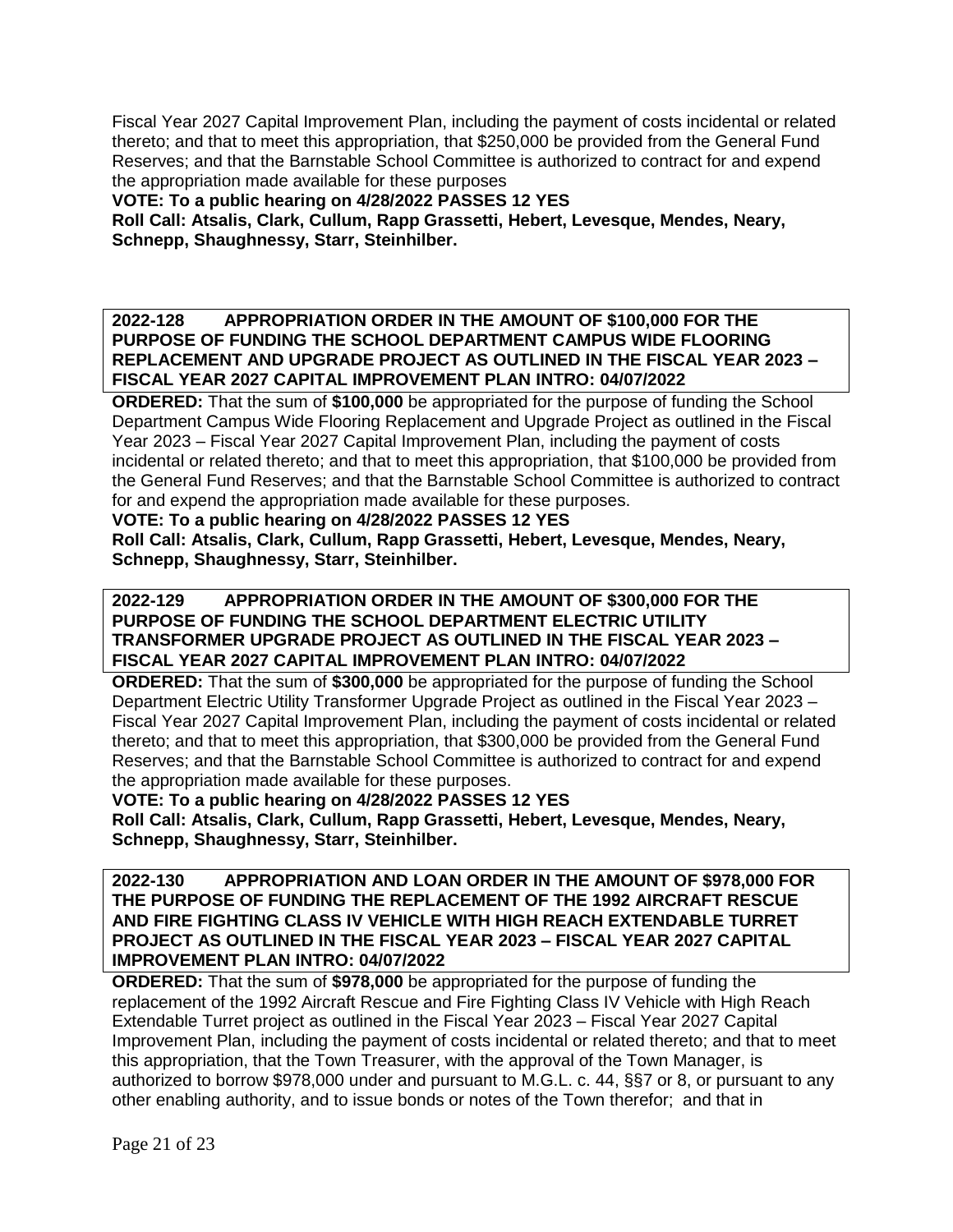Fiscal Year 2027 Capital Improvement Plan, including the payment of costs incidental or related thereto; and that to meet this appropriation, that $250,000 be provided from the General Fund Reserves; and that the Barnstable School Committee is authorized to contract for and expend the appropriation made available for these purposes

**VOTE: To a public hearing on 4/28/2022 PASSES 12 YES**

**Roll Call: Atsalis, Clark, Cullum, Rapp Grassetti, Hebert, Levesque, Mendes, Neary, Schnepp, Shaughnessy, Starr, Steinhilber.**

**2022-128 APPROPRIATION ORDER IN THE AMOUNT OF $100,000 FOR THE PURPOSE OF FUNDING THE SCHOOL DEPARTMENT CAMPUS WIDE FLOORING REPLACEMENT AND UPGRADE PROJECT AS OUTLINED IN THE FISCAL YEAR 2023 – FISCAL YEAR 2027 CAPITAL IMPROVEMENT PLAN INTRO: 04/07/2022**

**ORDERED:** That the sum of **$100,000** be appropriated for the purpose of funding the School Department Campus Wide Flooring Replacement and Upgrade Project as outlined in the Fiscal Year 2023 – Fiscal Year 2027 Capital Improvement Plan, including the payment of costs incidental or related thereto; and that to meet this appropriation, that $100,000 be provided from the General Fund Reserves; and that the Barnstable School Committee is authorized to contract for and expend the appropriation made available for these purposes.

**VOTE: To a public hearing on 4/28/2022 PASSES 12 YES**

**Roll Call: Atsalis, Clark, Cullum, Rapp Grassetti, Hebert, Levesque, Mendes, Neary, Schnepp, Shaughnessy, Starr, Steinhilber.**

**2022-129 APPROPRIATION ORDER IN THE AMOUNT OF $300,000 FOR THE PURPOSE OF FUNDING THE SCHOOL DEPARTMENT ELECTRIC UTILITY TRANSFORMER UPGRADE PROJECT AS OUTLINED IN THE FISCAL YEAR 2023 – FISCAL YEAR 2027 CAPITAL IMPROVEMENT PLAN INTRO: 04/07/2022**

**ORDERED:** That the sum of **$300,000** be appropriated for the purpose of funding the School Department Electric Utility Transformer Upgrade Project as outlined in the Fiscal Year 2023 – Fiscal Year 2027 Capital Improvement Plan, including the payment of costs incidental or related thereto; and that to meet this appropriation, that $300,000 be provided from the General Fund Reserves; and that the Barnstable School Committee is authorized to contract for and expend the appropriation made available for these purposes.

**VOTE: To a public hearing on 4/28/2022 PASSES 12 YES**

**Roll Call: Atsalis, Clark, Cullum, Rapp Grassetti, Hebert, Levesque, Mendes, Neary, Schnepp, Shaughnessy, Starr, Steinhilber.**

**2022-130 APPROPRIATION AND LOAN ORDER IN THE AMOUNT OF $978,000 FOR THE PURPOSE OF FUNDING THE REPLACEMENT OF THE 1992 AIRCRAFT RESCUE AND FIRE FIGHTING CLASS IV VEHICLE WITH HIGH REACH EXTENDABLE TURRET PROJECT AS OUTLINED IN THE FISCAL YEAR 2023 – FISCAL YEAR 2027 CAPITAL IMPROVEMENT PLAN INTRO: 04/07/2022**

**ORDERED:** That the sum of **$978,000** be appropriated for the purpose of funding the replacement of the 1992 Aircraft Rescue and Fire Fighting Class IV Vehicle with High Reach Extendable Turret project as outlined in the Fiscal Year 2023 – Fiscal Year 2027 Capital Improvement Plan, including the payment of costs incidental or related thereto; and that to meet this appropriation, that the Town Treasurer, with the approval of the Town Manager, is authorized to borrow $978,000 under and pursuant to M.G.L. c. 44, §§7 or 8, or pursuant to any other enabling authority, and to issue bonds or notes of the Town therefor; and that in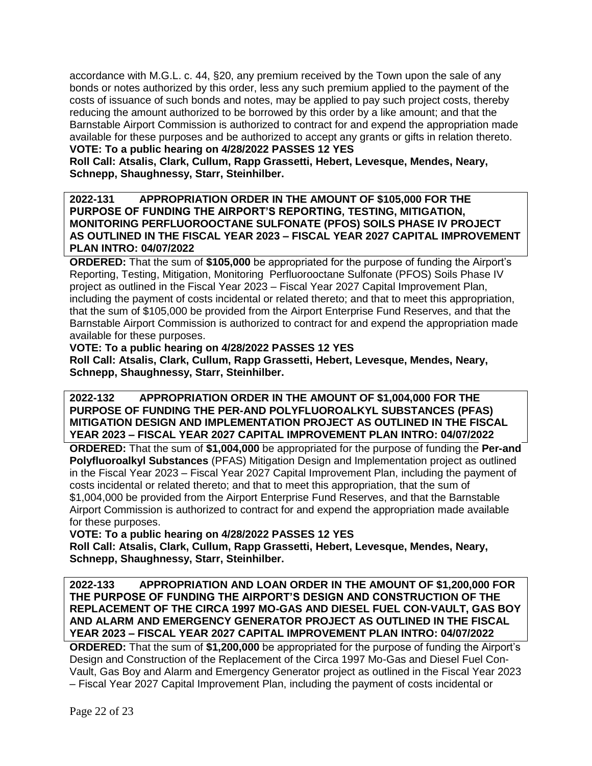accordance with M.G.L. c. 44, §20, any premium received by the Town upon the sale of any bonds or notes authorized by this order, less any such premium applied to the payment of the costs of issuance of such bonds and notes, may be applied to pay such project costs, thereby reducing the amount authorized to be borrowed by this order by a like amount; and that the Barnstable Airport Commission is authorized to contract for and expend the appropriation made available for these purposes and be authorized to accept any grants or gifts in relation thereto.
**VOTE: To a public hearing on 4/28/2022 PASSES 12 YES**
**Roll Call: Atsalis, Clark, Cullum, Rapp Grassetti, Hebert, Levesque, Mendes, Neary, Schnepp, Shaughnessy, Starr, Steinhilber.**

**2022-131 APPROPRIATION ORDER IN THE AMOUNT OF $105,000 FOR THE PURPOSE OF FUNDING THE AIRPORT'S REPORTING, TESTING, MITIGATION, MONITORING PERFLUOROOCTANE SULFONATE (PFOS) SOILS PHASE IV PROJECT AS OUTLINED IN THE FISCAL YEAR 2023 – FISCAL YEAR 2027 CAPITAL IMPROVEMENT PLAN INTRO: 04/07/2022**

**ORDERED:** That the sum of **$105,000** be appropriated for the purpose of funding the Airport's Reporting, Testing, Mitigation, Monitoring Perfluorooctane Sulfonate (PFOS) Soils Phase IV project as outlined in the Fiscal Year 2023 – Fiscal Year 2027 Capital Improvement Plan, including the payment of costs incidental or related thereto; and that to meet this appropriation, that the sum of $105,000 be provided from the Airport Enterprise Fund Reserves, and that the Barnstable Airport Commission is authorized to contract for and expend the appropriation made available for these purposes.

**VOTE: To a public hearing on 4/28/2022 PASSES 12 YES**
**Roll Call: Atsalis, Clark, Cullum, Rapp Grassetti, Hebert, Levesque, Mendes, Neary, Schnepp, Shaughnessy, Starr, Steinhilber.**

**2022-132 APPROPRIATION ORDER IN THE AMOUNT OF $1,004,000 FOR THE PURPOSE OF FUNDING THE PER-AND POLYFLUOROALKYL SUBSTANCES (PFAS) MITIGATION DESIGN AND IMPLEMENTATION PROJECT AS OUTLINED IN THE FISCAL YEAR 2023 – FISCAL YEAR 2027 CAPITAL IMPROVEMENT PLAN INTRO: 04/07/2022**

**ORDERED:** That the sum of **$1,004,000** be appropriated for the purpose of funding the **Per-and Polyfluoroalkyl Substances** (PFAS) Mitigation Design and Implementation project as outlined in the Fiscal Year 2023 – Fiscal Year 2027 Capital Improvement Plan, including the payment of costs incidental or related thereto; and that to meet this appropriation, that the sum of $1,004,000 be provided from the Airport Enterprise Fund Reserves, and that the Barnstable Airport Commission is authorized to contract for and expend the appropriation made available for these purposes.

**VOTE: To a public hearing on 4/28/2022 PASSES 12 YES**
**Roll Call: Atsalis, Clark, Cullum, Rapp Grassetti, Hebert, Levesque, Mendes, Neary, Schnepp, Shaughnessy, Starr, Steinhilber.**

**2022-133 APPROPRIATION AND LOAN ORDER IN THE AMOUNT OF $1,200,000 FOR THE PURPOSE OF FUNDING THE AIRPORT'S DESIGN AND CONSTRUCTION OF THE REPLACEMENT OF THE CIRCA 1997 MO-GAS AND DIESEL FUEL CON-VAULT, GAS BOY AND ALARM AND EMERGENCY GENERATOR PROJECT AS OUTLINED IN THE FISCAL YEAR 2023 – FISCAL YEAR 2027 CAPITAL IMPROVEMENT PLAN INTRO: 04/07/2022**

**ORDERED:** That the sum of **$1,200,000** be appropriated for the purpose of funding the Airport's Design and Construction of the Replacement of the Circa 1997 Mo-Gas and Diesel Fuel Con-Vault, Gas Boy and Alarm and Emergency Generator project as outlined in the Fiscal Year 2023 – Fiscal Year 2027 Capital Improvement Plan, including the payment of costs incidental or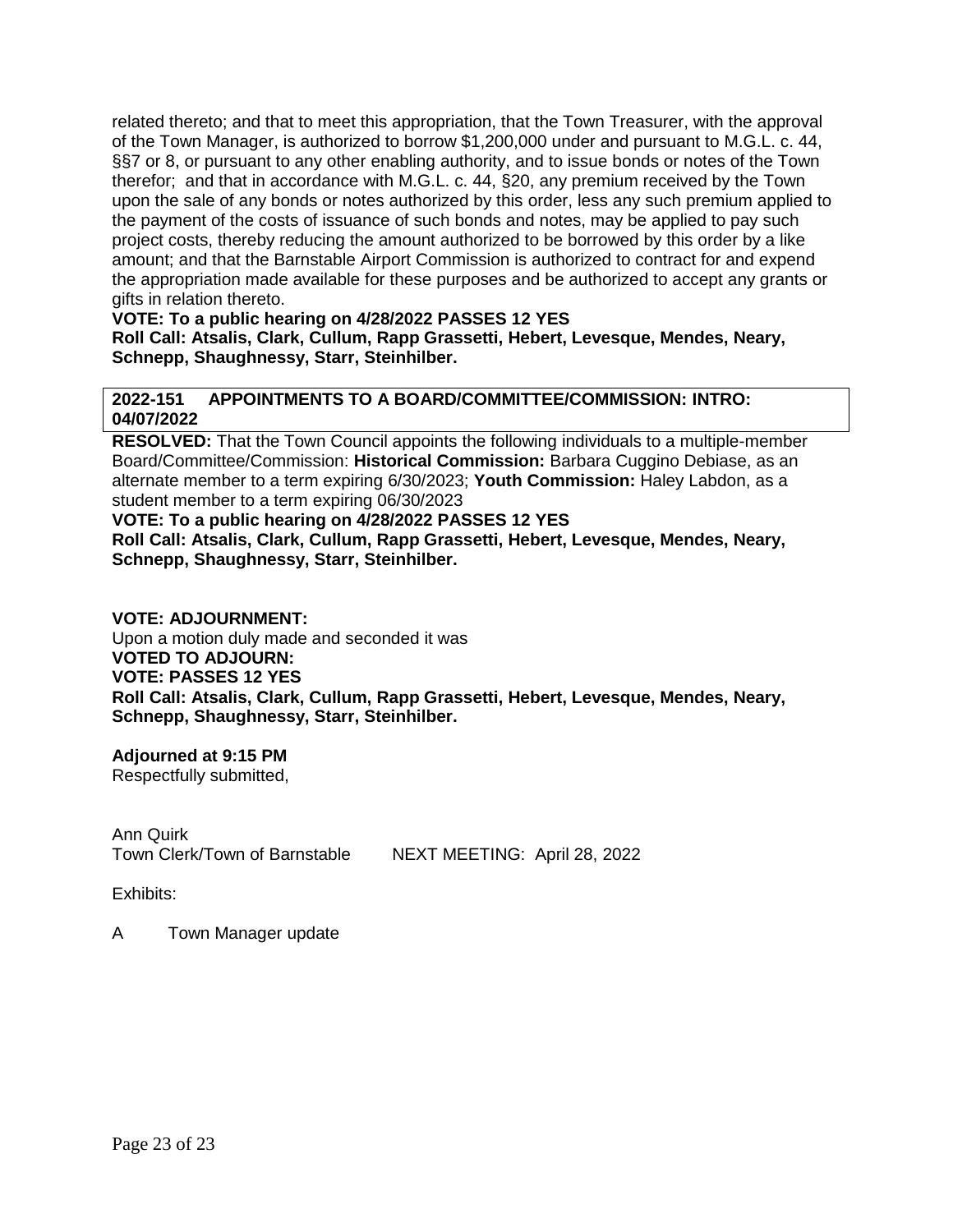related thereto; and that to meet this appropriation, that the Town Treasurer, with the approval of the Town Manager, is authorized to borrow $1,200,000 under and pursuant to M.G.L. c. 44, §§7 or 8, or pursuant to any other enabling authority, and to issue bonds or notes of the Town therefor; and that in accordance with M.G.L. c. 44, §20, any premium received by the Town upon the sale of any bonds or notes authorized by this order, less any such premium applied to the payment of the costs of issuance of such bonds and notes, may be applied to pay such project costs, thereby reducing the amount authorized to be borrowed by this order by a like amount; and that the Barnstable Airport Commission is authorized to contract for and expend the appropriation made available for these purposes and be authorized to accept any grants or gifts in relation thereto.

**VOTE: To a public hearing on 4/28/2022 PASSES 12 YES**
**Roll Call: Atsalis, Clark, Cullum, Rapp Grassetti, Hebert, Levesque, Mendes, Neary, Schnepp, Shaughnessy, Starr, Steinhilber.**

**2022-151 APPOINTMENTS TO A BOARD/COMMITTEE/COMMISSION: INTRO: 04/07/2022**

**RESOLVED:** That the Town Council appoints the following individuals to a multiple-member Board/Committee/Commission: **Historical Commission:** Barbara Cuggino Debiase, as an alternate member to a term expiring 6/30/2023; **Youth Commission:** Haley Labdon, as a student member to a term expiring 06/30/2023

**VOTE: To a public hearing on 4/28/2022 PASSES 12 YES**
**Roll Call: Atsalis, Clark, Cullum, Rapp Grassetti, Hebert, Levesque, Mendes, Neary, Schnepp, Shaughnessy, Starr, Steinhilber.**

**VOTE: ADJOURNMENT:**
Upon a motion duly made and seconded it was
**VOTED TO ADJOURN:**
**VOTE: PASSES 12 YES**
**Roll Call: Atsalis, Clark, Cullum, Rapp Grassetti, Hebert, Levesque, Mendes, Neary, Schnepp, Shaughnessy, Starr, Steinhilber.**

**Adjourned at 9:15 PM**
Respectfully submitted,

Ann Quirk
Town Clerk/Town of Barnstable NEXT MEETING: April 28, 2022

Exhibits:

A Town Manager update